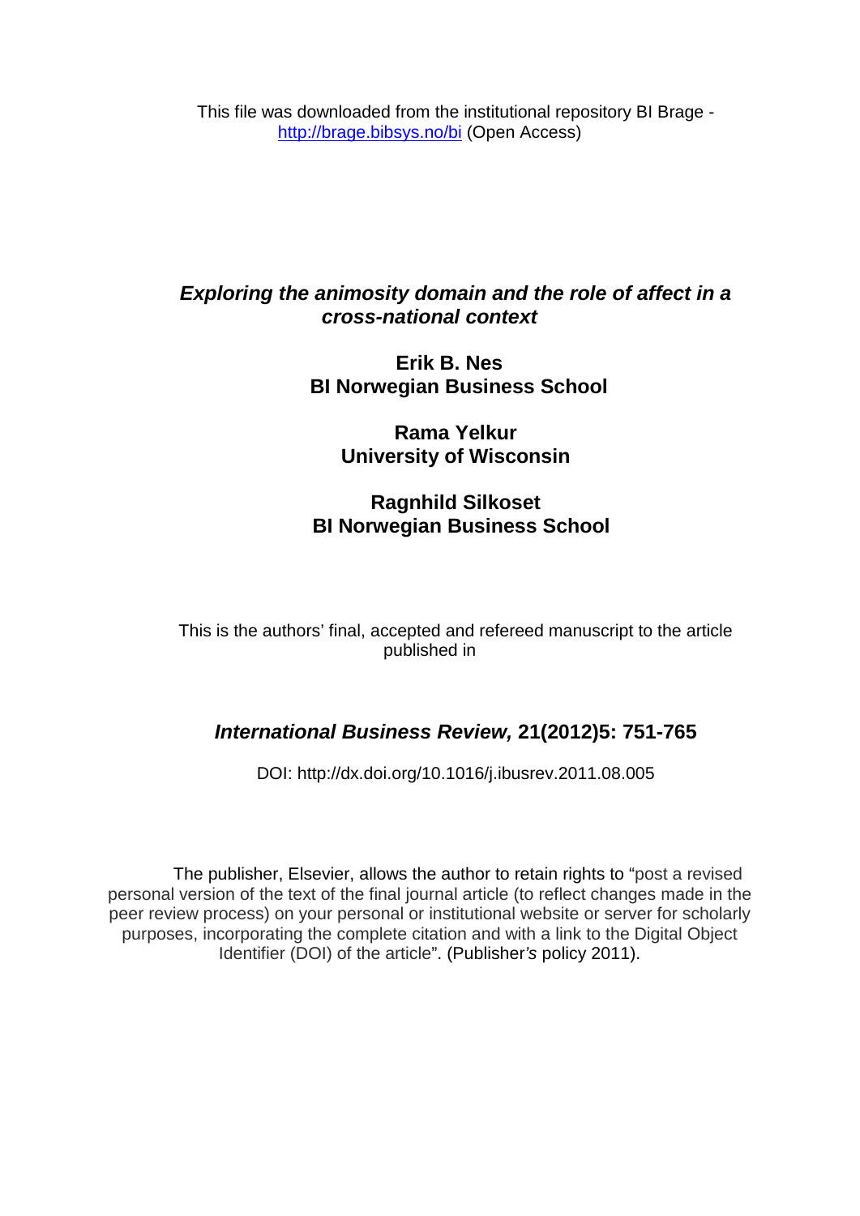This file was downloaded from the institutional repository BI Brage - [http://brage.bibsys.no/bi](http://brage.bibsys.no/bi) (Open Access)

# *Exploring the animosity domain and the role of affect in a cross-national context*

**Erik B. Nes**
**BI Norwegian Business School**

**Rama Yelkur**
**University of Wisconsin**

**Ragnhild Silkoset**
**BI Norwegian Business School**

This is the authors' final, accepted and refereed manuscript to the article published in

***International Business Review,* 21(2012)5: 751-765**

DOI: http://dx.doi.org/10.1016/j.ibusrev.2011.08.005

The publisher, Elsevier, allows the author to retain rights to "post a revised personal version of the text of the final journal article (to reflect changes made in the peer review process) on your personal or institutional website or server for scholarly purposes, incorporating the complete citation and with a link to the Digital Object Identifier (DOI) of the article". (Publisher*'s* policy 2011).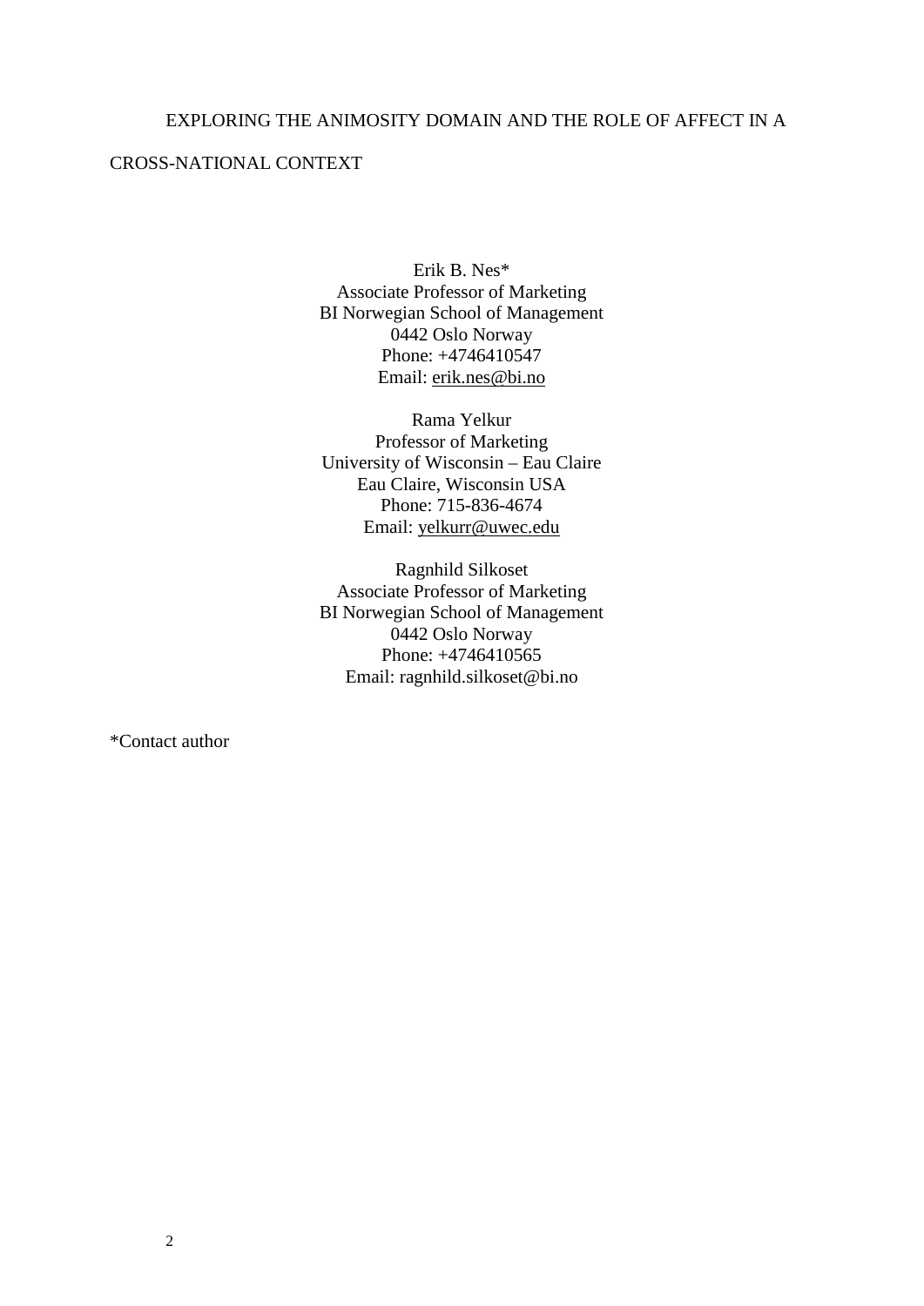# EXPLORING THE ANIMOSITY DOMAIN AND THE ROLE OF AFFECT IN A CROSS-NATIONAL CONTEXT

Erik B. Nes*
Associate Professor of Marketing
BI Norwegian School of Management
0442 Oslo Norway
Phone: +4746410547
Email: erik.nes@bi.no

Rama Yelkur
Professor of Marketing
University of Wisconsin – Eau Claire
Eau Claire, Wisconsin USA
Phone: 715-836-4674
Email: yelkurr@uwec.edu

Ragnhild Silkoset
Associate Professor of Marketing
BI Norwegian School of Management
0442 Oslo Norway
Phone: +4746410565
Email: ragnhild.silkoset@bi.no

*Contact author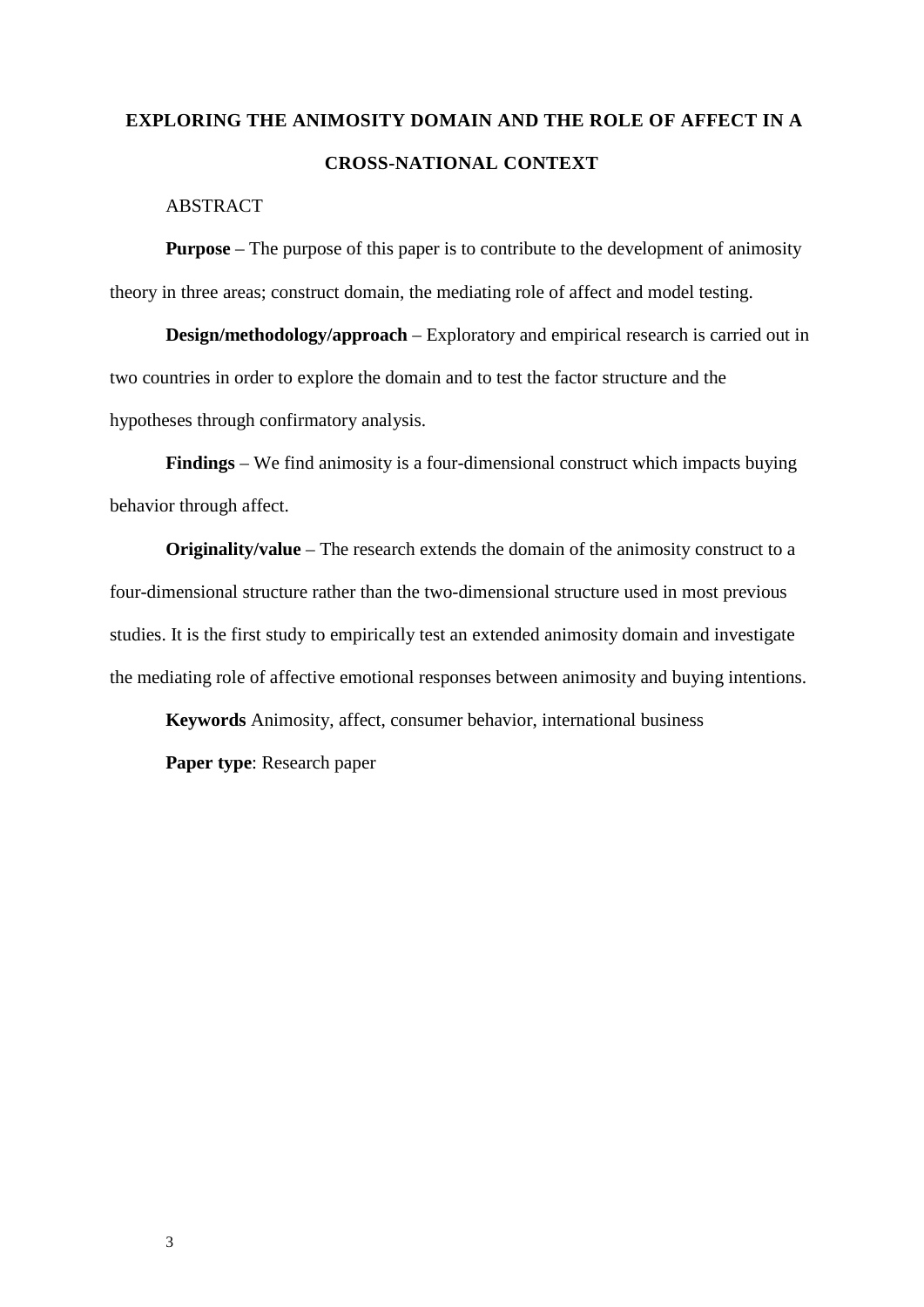# EXPLORING THE ANIMOSITY DOMAIN AND THE ROLE OF AFFECT IN A CROSS-NATIONAL CONTEXT

ABSTRACT

**Purpose** – The purpose of this paper is to contribute to the development of animosity theory in three areas; construct domain, the mediating role of affect and model testing.

**Design/methodology/approach** – Exploratory and empirical research is carried out in two countries in order to explore the domain and to test the factor structure and the hypotheses through confirmatory analysis.

**Findings** – We find animosity is a four-dimensional construct which impacts buying behavior through affect.

**Originality/value** – The research extends the domain of the animosity construct to a four-dimensional structure rather than the two-dimensional structure used in most previous studies. It is the first study to empirically test an extended animosity domain and investigate the mediating role of affective emotional responses between animosity and buying intentions.

**Keywords** Animosity, affect, consumer behavior, international business

**Paper type**: Research paper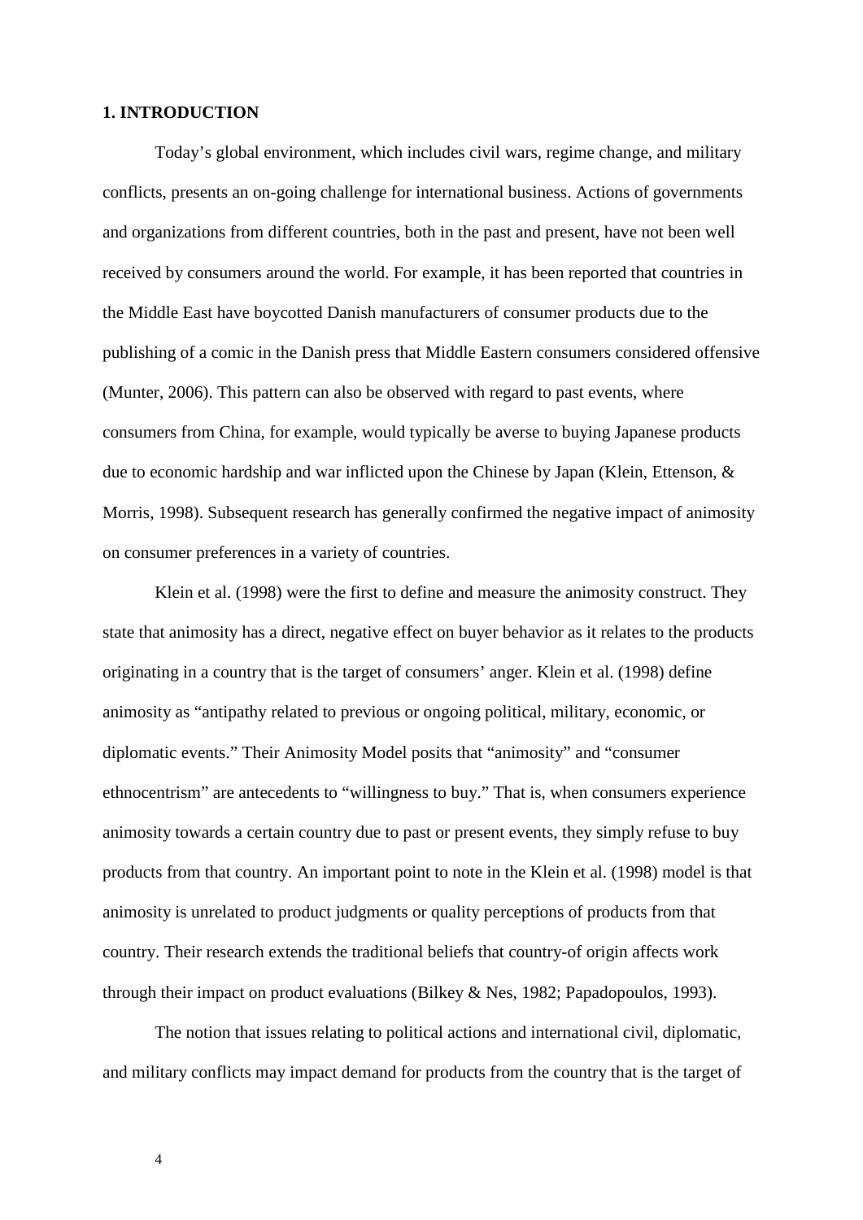## 1. INTRODUCTION

Today's global environment, which includes civil wars, regime change, and military conflicts, presents an on-going challenge for international business. Actions of governments and organizations from different countries, both in the past and present, have not been well received by consumers around the world. For example, it has been reported that countries in the Middle East have boycotted Danish manufacturers of consumer products due to the publishing of a comic in the Danish press that Middle Eastern consumers considered offensive (Munter, 2006). This pattern can also be observed with regard to past events, where consumers from China, for example, would typically be averse to buying Japanese products due to economic hardship and war inflicted upon the Chinese by Japan (Klein, Ettenson, & Morris, 1998). Subsequent research has generally confirmed the negative impact of animosity on consumer preferences in a variety of countries.

Klein et al. (1998) were the first to define and measure the animosity construct. They state that animosity has a direct, negative effect on buyer behavior as it relates to the products originating in a country that is the target of consumers' anger. Klein et al. (1998) define animosity as "antipathy related to previous or ongoing political, military, economic, or diplomatic events." Their Animosity Model posits that "animosity" and "consumer ethnocentrism" are antecedents to "willingness to buy." That is, when consumers experience animosity towards a certain country due to past or present events, they simply refuse to buy products from that country. An important point to note in the Klein et al. (1998) model is that animosity is unrelated to product judgments or quality perceptions of products from that country. Their research extends the traditional beliefs that country-of origin affects work through their impact on product evaluations (Bilkey & Nes, 1982; Papadopoulos, 1993).

The notion that issues relating to political actions and international civil, diplomatic, and military conflicts may impact demand for products from the country that is the target of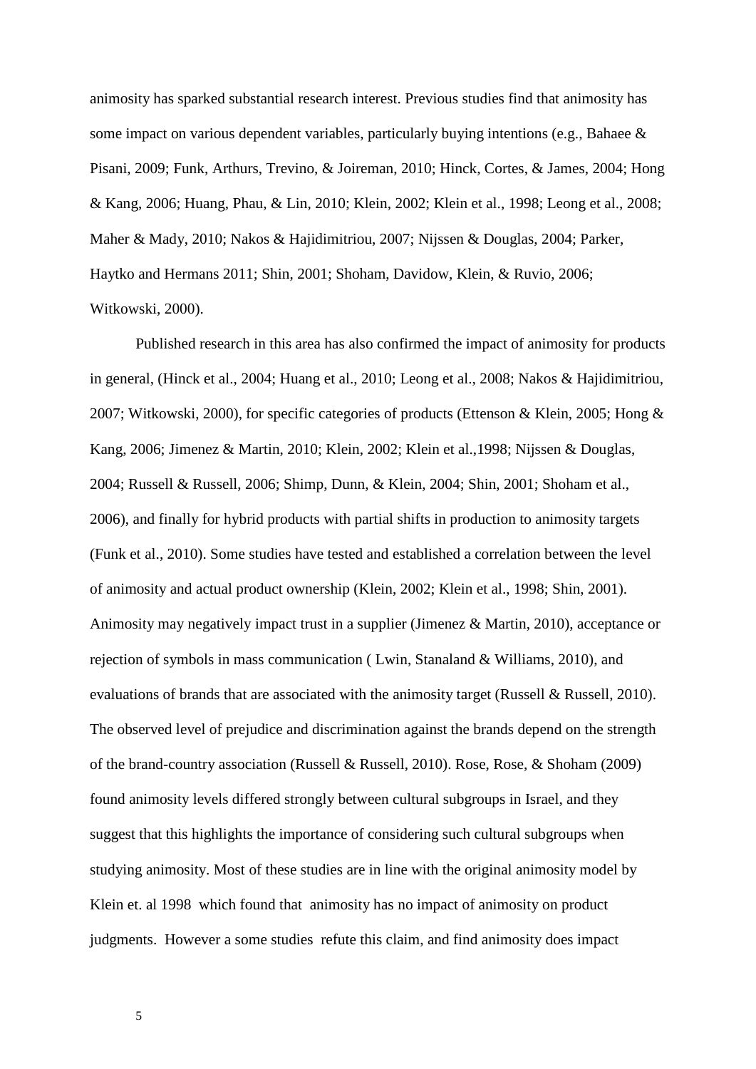animosity has sparked substantial research interest. Previous studies find that animosity has some impact on various dependent variables, particularly buying intentions (e.g., Bahaee & Pisani, 2009; Funk, Arthurs, Trevino, & Joireman, 2010; Hinck, Cortes, & James, 2004; Hong & Kang, 2006; Huang, Phau, & Lin, 2010; Klein, 2002; Klein et al., 1998; Leong et al., 2008; Maher & Mady, 2010; Nakos & Hajidimitriou, 2007; Nijssen & Douglas, 2004; Parker, Haytko and Hermans 2011; Shin, 2001; Shoham, Davidow, Klein, & Ruvio, 2006; Witkowski, 2000).

Published research in this area has also confirmed the impact of animosity for products in general, (Hinck et al., 2004; Huang et al., 2010; Leong et al., 2008; Nakos & Hajidimitriou, 2007; Witkowski, 2000), for specific categories of products (Ettenson & Klein, 2005; Hong & Kang, 2006; Jimenez & Martin, 2010; Klein, 2002; Klein et al.,1998; Nijssen & Douglas, 2004; Russell & Russell, 2006; Shimp, Dunn, & Klein, 2004; Shin, 2001; Shoham et al., 2006), and finally for hybrid products with partial shifts in production to animosity targets (Funk et al., 2010). Some studies have tested and established a correlation between the level of animosity and actual product ownership (Klein, 2002; Klein et al., 1998; Shin, 2001). Animosity may negatively impact trust in a supplier (Jimenez & Martin, 2010), acceptance or rejection of symbols in mass communication ( Lwin, Stanaland & Williams, 2010), and evaluations of brands that are associated with the animosity target (Russell & Russell, 2010). The observed level of prejudice and discrimination against the brands depend on the strength of the brand-country association (Russell & Russell, 2010). Rose, Rose, & Shoham (2009) found animosity levels differed strongly between cultural subgroups in Israel, and they suggest that this highlights the importance of considering such cultural subgroups when studying animosity. Most of these studies are in line with the original animosity model by Klein et. al 1998 which found that animosity has no impact of animosity on product judgments. However a some studies refute this claim, and find animosity does impact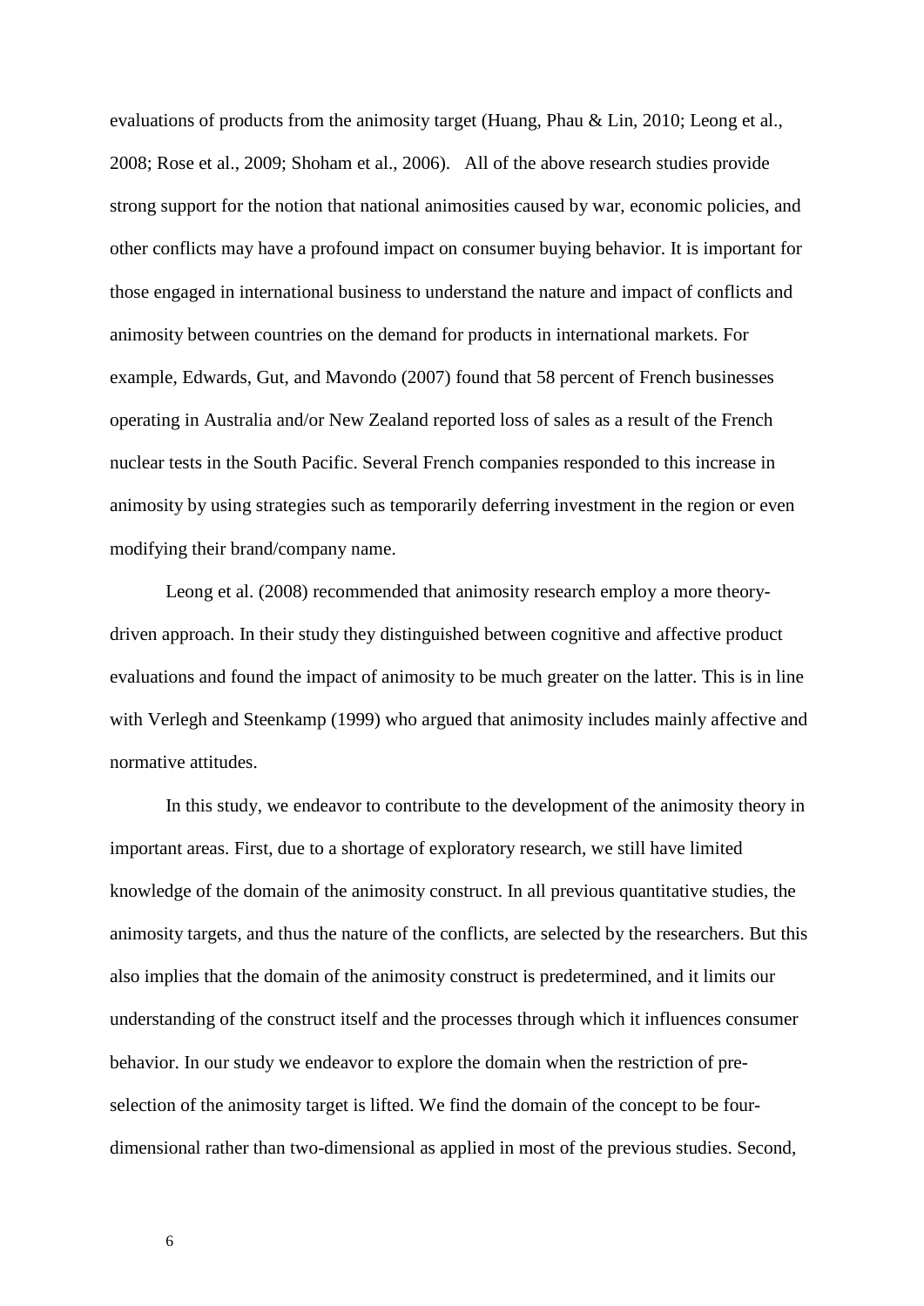evaluations of products from the animosity target (Huang, Phau & Lin, 2010; Leong et al., 2008; Rose et al., 2009; Shoham et al., 2006). All of the above research studies provide strong support for the notion that national animosities caused by war, economic policies, and other conflicts may have a profound impact on consumer buying behavior. It is important for those engaged in international business to understand the nature and impact of conflicts and animosity between countries on the demand for products in international markets. For example, Edwards, Gut, and Mavondo (2007) found that 58 percent of French businesses operating in Australia and/or New Zealand reported loss of sales as a result of the French nuclear tests in the South Pacific. Several French companies responded to this increase in animosity by using strategies such as temporarily deferring investment in the region or even modifying their brand/company name.

Leong et al. (2008) recommended that animosity research employ a more theory-driven approach. In their study they distinguished between cognitive and affective product evaluations and found the impact of animosity to be much greater on the latter. This is in line with Verlegh and Steenkamp (1999) who argued that animosity includes mainly affective and normative attitudes.

In this study, we endeavor to contribute to the development of the animosity theory in important areas. First, due to a shortage of exploratory research, we still have limited knowledge of the domain of the animosity construct. In all previous quantitative studies, the animosity targets, and thus the nature of the conflicts, are selected by the researchers. But this also implies that the domain of the animosity construct is predetermined, and it limits our understanding of the construct itself and the processes through which it influences consumer behavior. In our study we endeavor to explore the domain when the restriction of pre-selection of the animosity target is lifted. We find the domain of the concept to be four-dimensional rather than two-dimensional as applied in most of the previous studies. Second,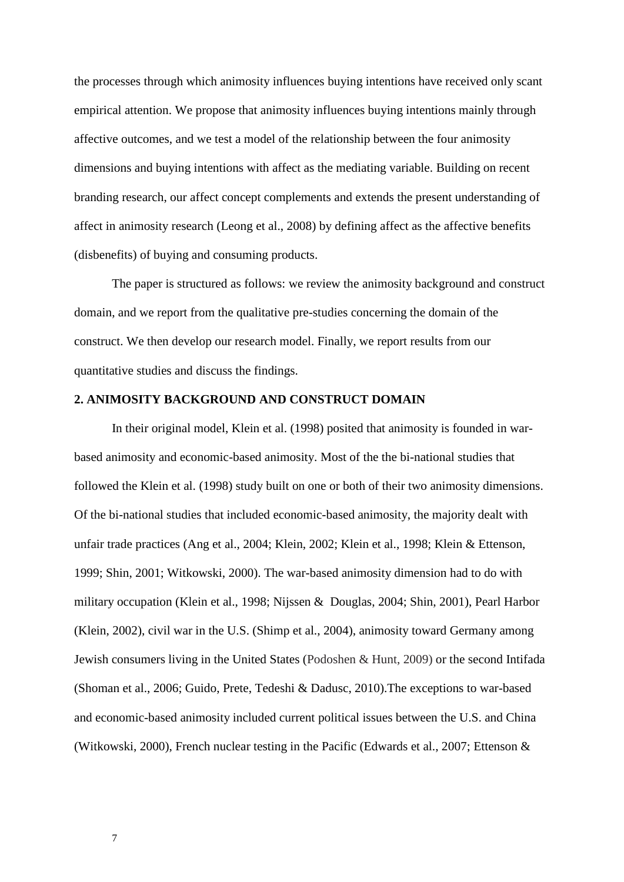the processes through which animosity influences buying intentions have received only scant empirical attention. We propose that animosity influences buying intentions mainly through affective outcomes, and we test a model of the relationship between the four animosity dimensions and buying intentions with affect as the mediating variable. Building on recent branding research, our affect concept complements and extends the present understanding of affect in animosity research (Leong et al., 2008) by defining affect as the affective benefits (disbenefits) of buying and consuming products.

The paper is structured as follows: we review the animosity background and construct domain, and we report from the qualitative pre-studies concerning the domain of the construct. We then develop our research model. Finally, we report results from our quantitative studies and discuss the findings.

## 2. ANIMOSITY BACKGROUND AND CONSTRUCT DOMAIN

In their original model, Klein et al. (1998) posited that animosity is founded in war-based animosity and economic-based animosity. Most of the the bi-national studies that followed the Klein et al. (1998) study built on one or both of their two animosity dimensions. Of the bi-national studies that included economic-based animosity, the majority dealt with unfair trade practices (Ang et al., 2004; Klein, 2002; Klein et al., 1998; Klein & Ettenson, 1999; Shin, 2001; Witkowski, 2000). The war-based animosity dimension had to do with military occupation (Klein et al., 1998; Nijssen & Douglas, 2004; Shin, 2001), Pearl Harbor (Klein, 2002), civil war in the U.S. (Shimp et al., 2004), animosity toward Germany among Jewish consumers living in the United States (Podoshen & Hunt, 2009) or the second Intifada (Shoman et al., 2006; Guido, Prete, Tedeshi & Dadusc, 2010).The exceptions to war-based and economic-based animosity included current political issues between the U.S. and China (Witkowski, 2000), French nuclear testing in the Pacific (Edwards et al., 2007; Ettenson &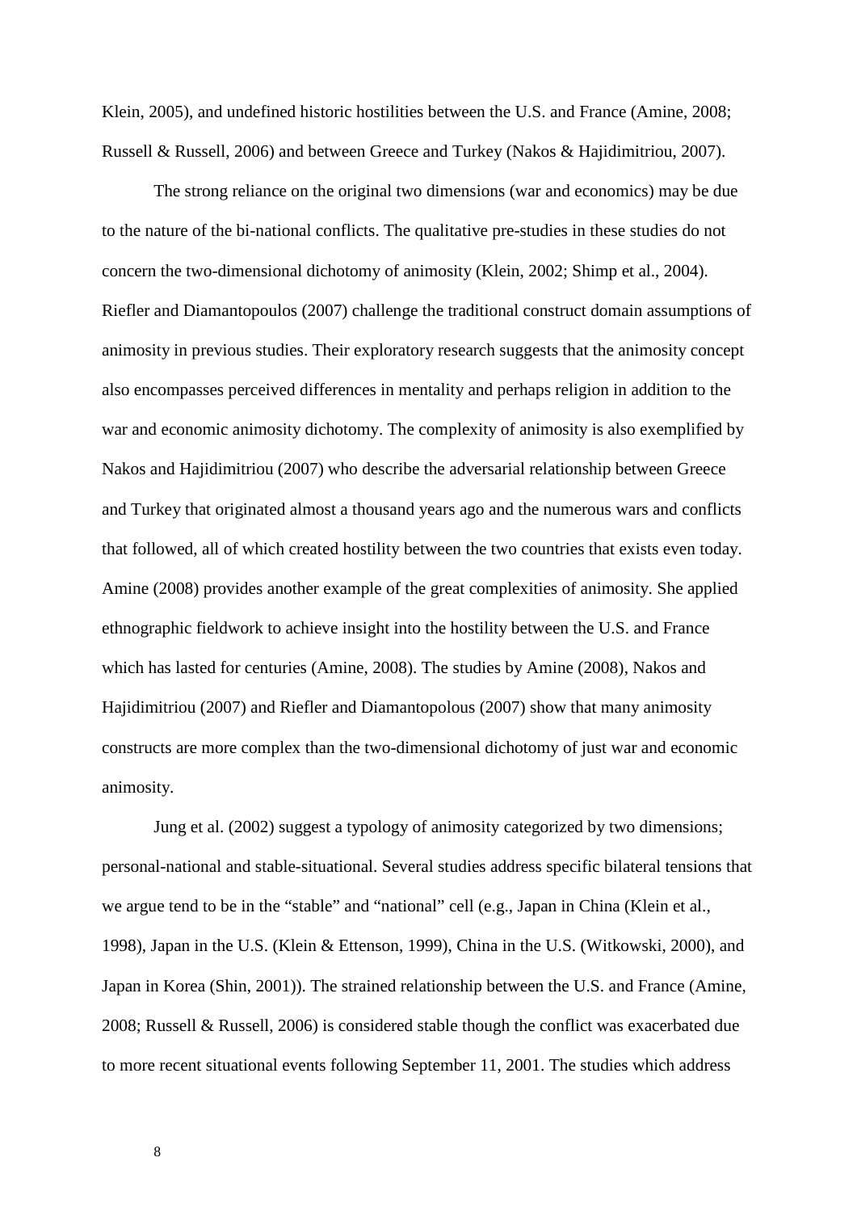Klein, 2005), and undefined historic hostilities between the U.S. and France (Amine, 2008; Russell & Russell, 2006) and between Greece and Turkey (Nakos & Hajidimitriou, 2007).

The strong reliance on the original two dimensions (war and economics) may be due to the nature of the bi-national conflicts. The qualitative pre-studies in these studies do not concern the two-dimensional dichotomy of animosity (Klein, 2002; Shimp et al., 2004). Riefler and Diamantopoulos (2007) challenge the traditional construct domain assumptions of animosity in previous studies. Their exploratory research suggests that the animosity concept also encompasses perceived differences in mentality and perhaps religion in addition to the war and economic animosity dichotomy. The complexity of animosity is also exemplified by Nakos and Hajidimitriou (2007) who describe the adversarial relationship between Greece and Turkey that originated almost a thousand years ago and the numerous wars and conflicts that followed, all of which created hostility between the two countries that exists even today. Amine (2008) provides another example of the great complexities of animosity. She applied ethnographic fieldwork to achieve insight into the hostility between the U.S. and France which has lasted for centuries (Amine, 2008). The studies by Amine (2008), Nakos and Hajidimitriou (2007) and Riefler and Diamantopolous (2007) show that many animosity constructs are more complex than the two-dimensional dichotomy of just war and economic animosity.

Jung et al. (2002) suggest a typology of animosity categorized by two dimensions; personal-national and stable-situational. Several studies address specific bilateral tensions that we argue tend to be in the "stable" and "national" cell (e.g., Japan in China (Klein et al., 1998), Japan in the U.S. (Klein & Ettenson, 1999), China in the U.S. (Witkowski, 2000), and Japan in Korea (Shin, 2001)). The strained relationship between the U.S. and France (Amine, 2008; Russell & Russell, 2006) is considered stable though the conflict was exacerbated due to more recent situational events following September 11, 2001. The studies which address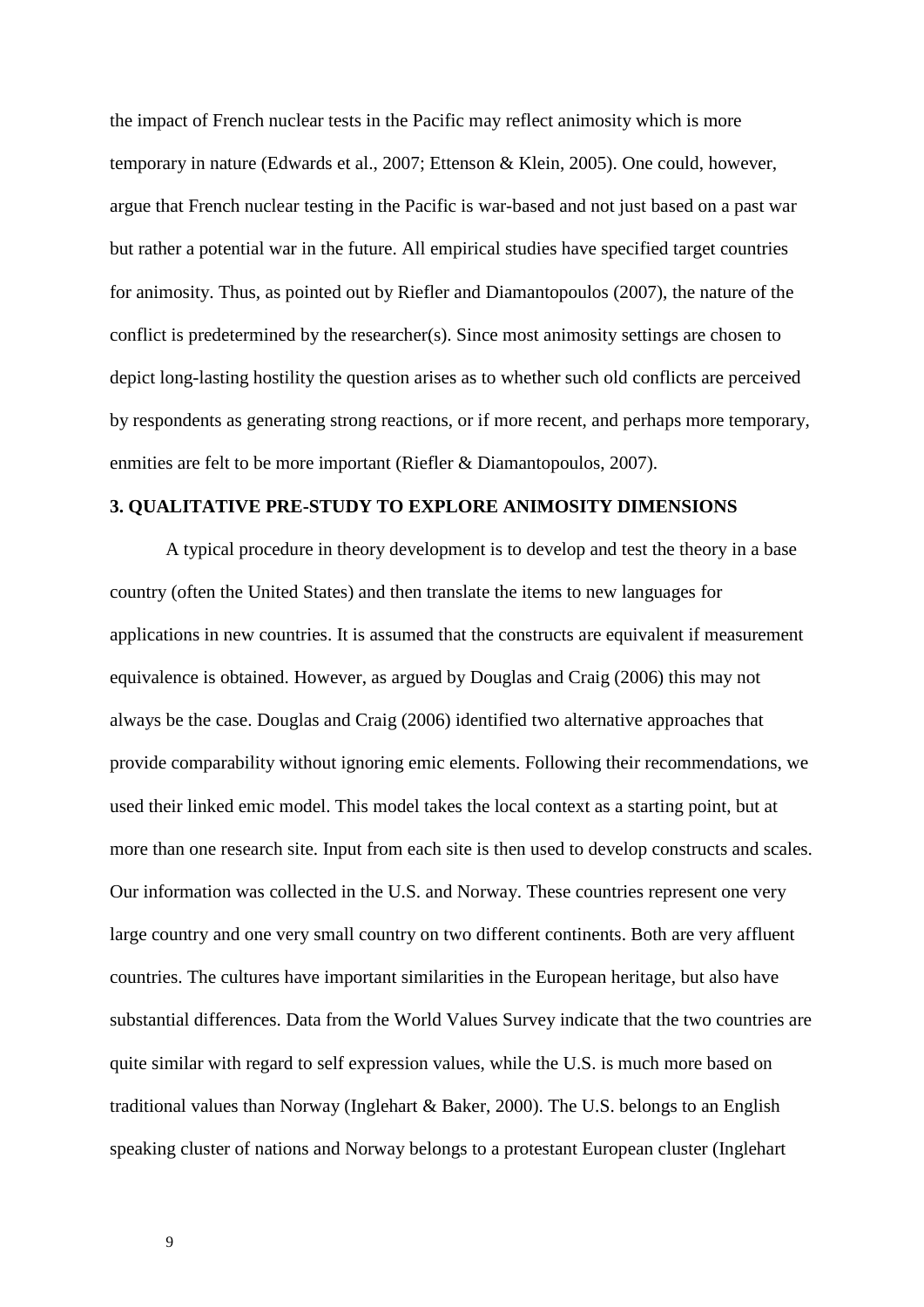the impact of French nuclear tests in the Pacific may reflect animosity which is more temporary in nature (Edwards et al., 2007; Ettenson & Klein, 2005). One could, however, argue that French nuclear testing in the Pacific is war-based and not just based on a past war but rather a potential war in the future. All empirical studies have specified target countries for animosity. Thus, as pointed out by Riefler and Diamantopoulos (2007), the nature of the conflict is predetermined by the researcher(s). Since most animosity settings are chosen to depict long-lasting hostility the question arises as to whether such old conflicts are perceived by respondents as generating strong reactions, or if more recent, and perhaps more temporary, enmities are felt to be more important (Riefler & Diamantopoulos, 2007).

## 3. QUALITATIVE PRE-STUDY TO EXPLORE ANIMOSITY DIMENSIONS

A typical procedure in theory development is to develop and test the theory in a base country (often the United States) and then translate the items to new languages for applications in new countries. It is assumed that the constructs are equivalent if measurement equivalence is obtained. However, as argued by Douglas and Craig (2006) this may not always be the case. Douglas and Craig (2006) identified two alternative approaches that provide comparability without ignoring emic elements. Following their recommendations, we used their linked emic model. This model takes the local context as a starting point, but at more than one research site. Input from each site is then used to develop constructs and scales. Our information was collected in the U.S. and Norway. These countries represent one very large country and one very small country on two different continents. Both are very affluent countries. The cultures have important similarities in the European heritage, but also have substantial differences. Data from the World Values Survey indicate that the two countries are quite similar with regard to self expression values, while the U.S. is much more based on traditional values than Norway (Inglehart & Baker, 2000). The U.S. belongs to an English speaking cluster of nations and Norway belongs to a protestant European cluster (Inglehart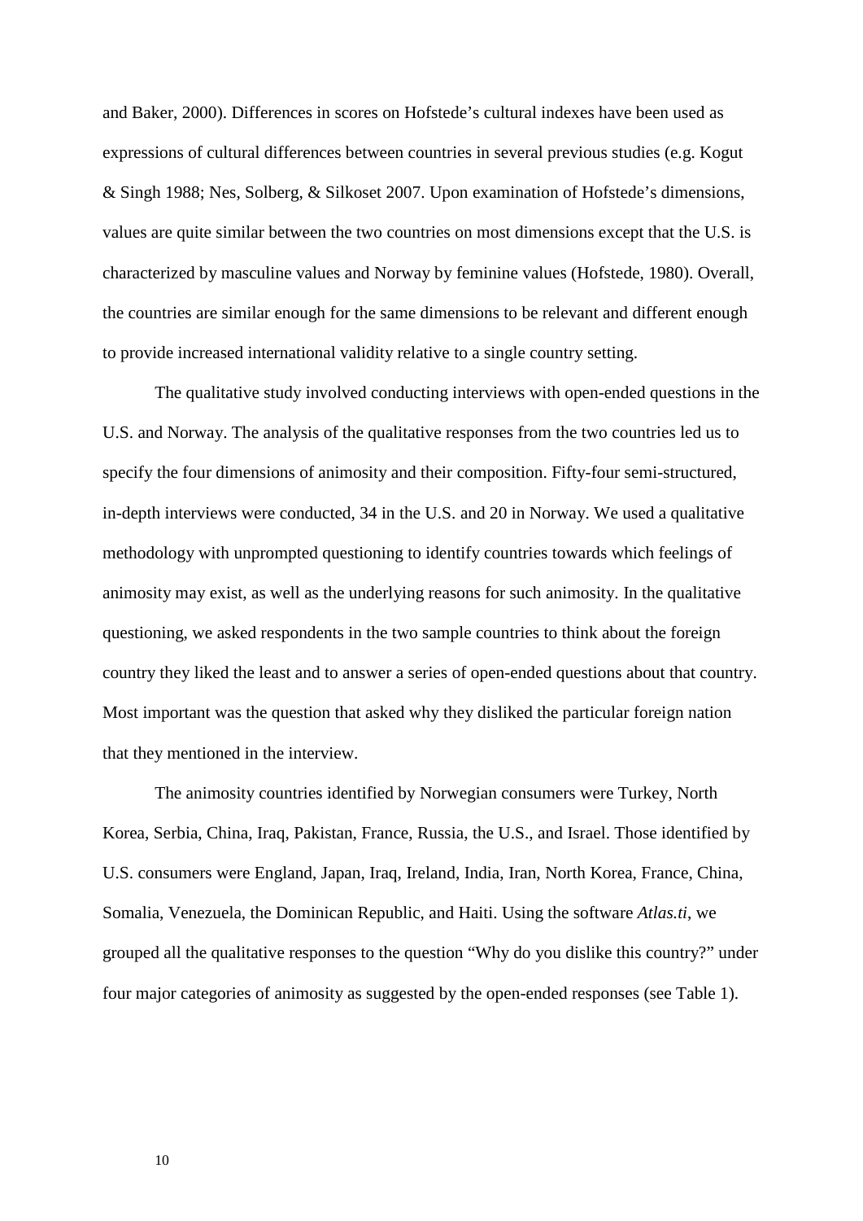and Baker, 2000). Differences in scores on Hofstede's cultural indexes have been used as expressions of cultural differences between countries in several previous studies (e.g. Kogut & Singh 1988; Nes, Solberg, & Silkoset 2007. Upon examination of Hofstede's dimensions, values are quite similar between the two countries on most dimensions except that the U.S. is characterized by masculine values and Norway by feminine values (Hofstede, 1980). Overall, the countries are similar enough for the same dimensions to be relevant and different enough to provide increased international validity relative to a single country setting.

The qualitative study involved conducting interviews with open-ended questions in the U.S. and Norway. The analysis of the qualitative responses from the two countries led us to specify the four dimensions of animosity and their composition. Fifty-four semi-structured, in-depth interviews were conducted, 34 in the U.S. and 20 in Norway. We used a qualitative methodology with unprompted questioning to identify countries towards which feelings of animosity may exist, as well as the underlying reasons for such animosity. In the qualitative questioning, we asked respondents in the two sample countries to think about the foreign country they liked the least and to answer a series of open-ended questions about that country. Most important was the question that asked why they disliked the particular foreign nation that they mentioned in the interview.

The animosity countries identified by Norwegian consumers were Turkey, North Korea, Serbia, China, Iraq, Pakistan, France, Russia, the U.S., and Israel. Those identified by U.S. consumers were England, Japan, Iraq, Ireland, India, Iran, North Korea, France, China, Somalia, Venezuela, the Dominican Republic, and Haiti. Using the software *Atlas.ti*, we grouped all the qualitative responses to the question "Why do you dislike this country?" under four major categories of animosity as suggested by the open-ended responses (see Table 1).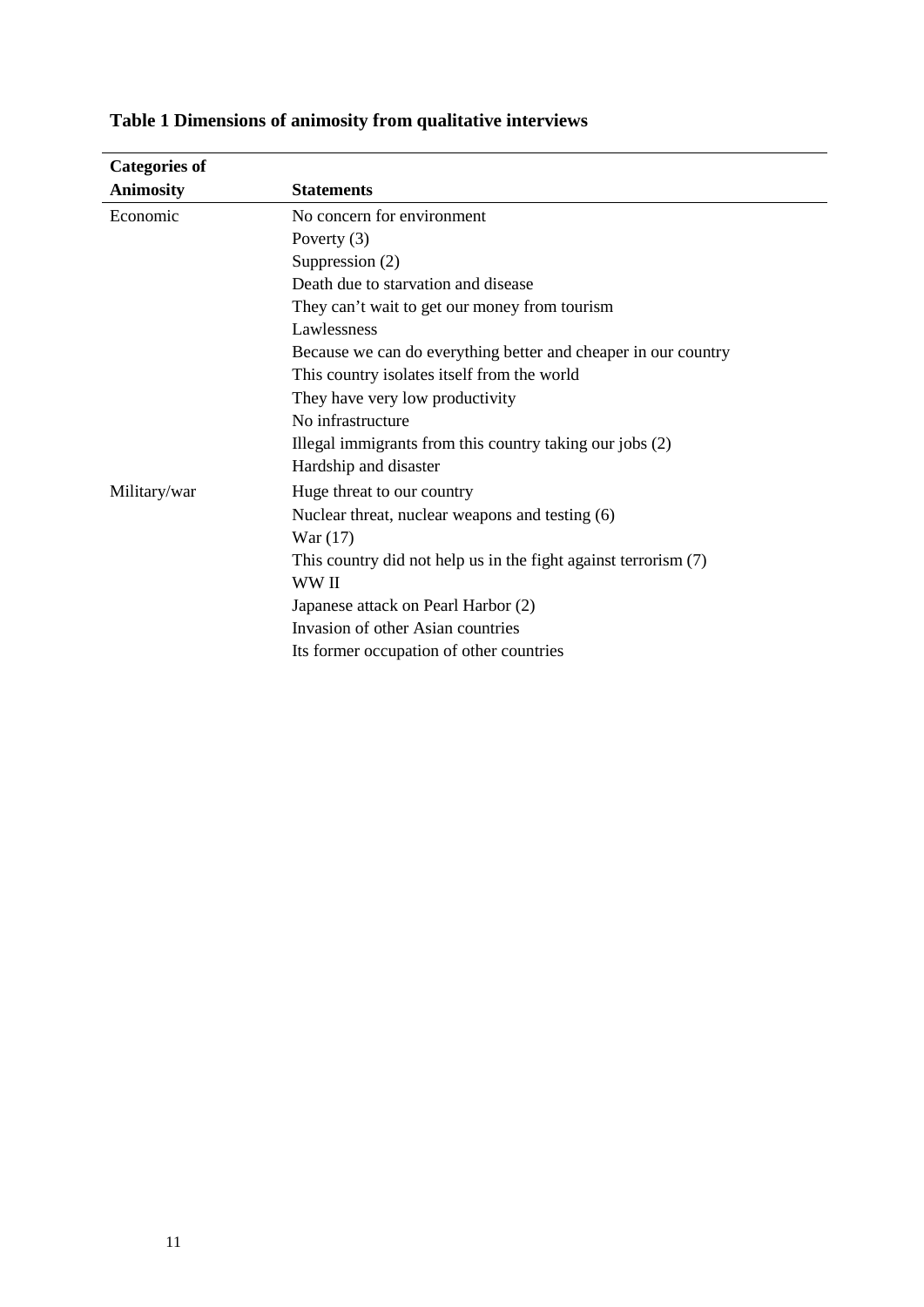**Table 1 Dimensions of animosity from qualitative interviews**

| Categories of Animosity | Statements |
|---|---|
| Economic | No concern for environment |
| | Poverty (3) |
| | Suppression (2) |
| | Death due to starvation and disease |
| | They can't wait to get our money from tourism |
| | Lawlessness |
| | Because we can do everything better and cheaper in our country |
| | This country isolates itself from the world |
| | They have very low productivity |
| | No infrastructure |
| | Illegal immigrants from this country taking our jobs (2) |
| | Hardship and disaster |
| Military/war | Huge threat to our country |
| | Nuclear threat, nuclear weapons and testing (6) |
| | War (17) |
| | This country did not help us in the fight against terrorism (7) |
| | WW II |
| | Japanese attack on Pearl Harbor (2) |
| | Invasion of other Asian countries |
| | Its former occupation of other countries |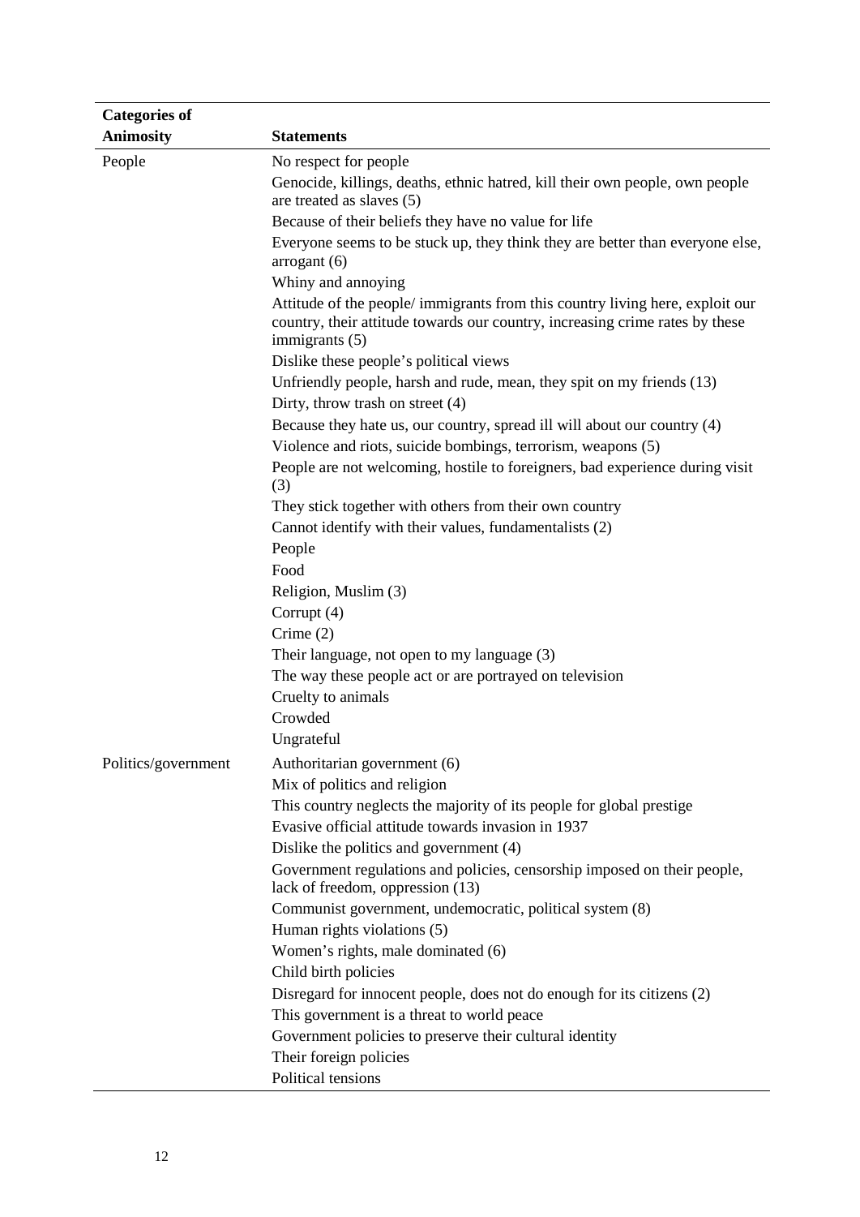| Categories of Animosity | Statements |
|---|---|
| People | No respect for people |
| | Genocide, killings, deaths, ethnic hatred, kill their own people, own people are treated as slaves (5) |
| | Because of their beliefs they have no value for life |
| | Everyone seems to be stuck up, they think they are better than everyone else, arrogant (6) |
| | Whiny and annoying |
| | Attitude of the people/ immigrants from this country living here, exploit our country, their attitude towards our country, increasing crime rates by these immigrants (5) |
| | Dislike these people's political views |
| | Unfriendly people, harsh and rude, mean, they spit on my friends (13) |
| | Dirty, throw trash on street (4) |
| | Because they hate us, our country, spread ill will about our country (4) |
| | Violence and riots, suicide bombings, terrorism, weapons (5) |
| | People are not welcoming, hostile to foreigners, bad experience during visit (3) |
| | They stick together with others from their own country |
| | Cannot identify with their values, fundamentalists (2) |
| | People |
| | Food |
| | Religion, Muslim (3) |
| | Corrupt (4) |
| | Crime (2) |
| | Their language, not open to my language (3) |
| | The way these people act or are portrayed on television |
| | Cruelty to animals |
| | Crowded |
| | Ungrateful |
| Politics/government | Authoritarian government (6) |
| | Mix of politics and religion |
| | This country neglects the majority of its people for global prestige |
| | Evasive official attitude towards invasion in 1937 |
| | Dislike the politics and government (4) |
| | Government regulations and policies, censorship imposed on their people, lack of freedom, oppression (13) |
| | Communist government, undemocratic, political system (8) |
| | Human rights violations (5) |
| | Women's rights, male dominated (6) |
| | Child birth policies |
| | Disregard for innocent people, does not do enough for its citizens (2) |
| | This government is a threat to world peace |
| | Government policies to preserve their cultural identity |
| | Their foreign policies |
| | Political tensions |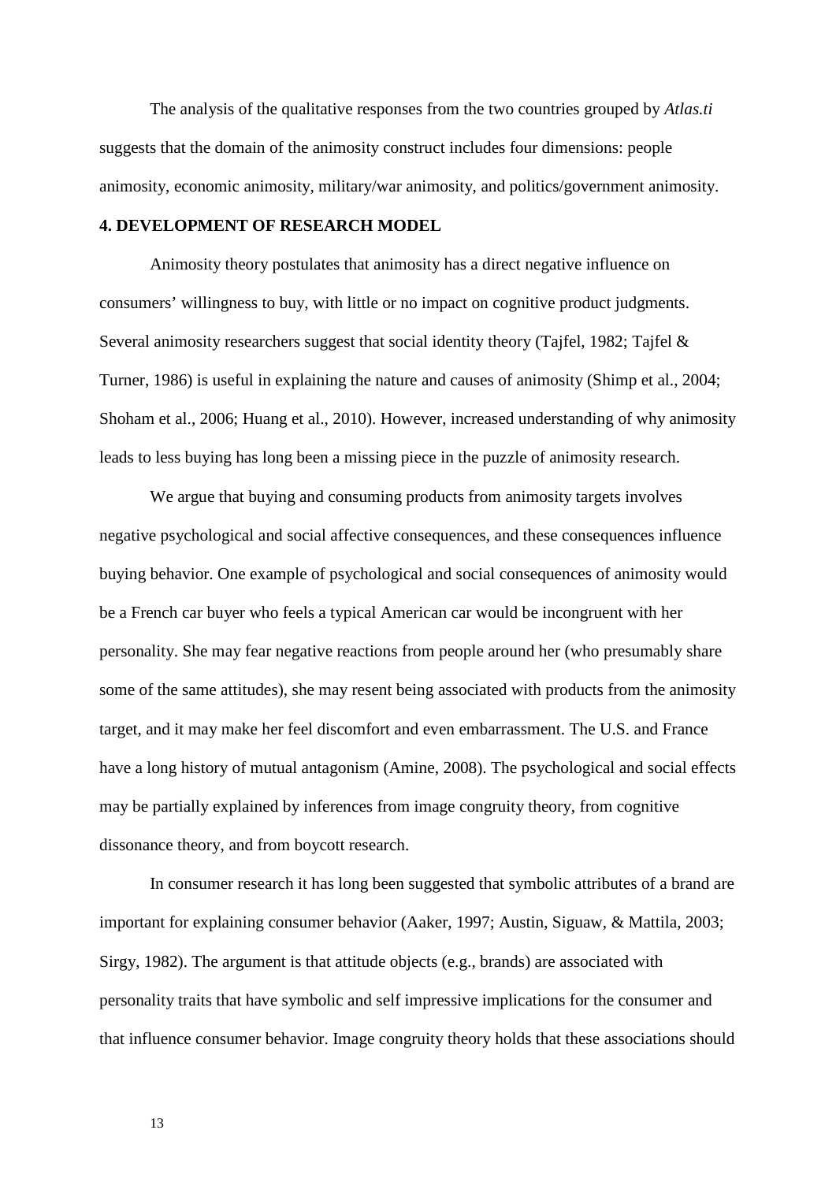The analysis of the qualitative responses from the two countries grouped by *Atlas.ti* suggests that the domain of the animosity construct includes four dimensions: people animosity, economic animosity, military/war animosity, and politics/government animosity.

## 4. DEVELOPMENT OF RESEARCH MODEL

Animosity theory postulates that animosity has a direct negative influence on consumers' willingness to buy, with little or no impact on cognitive product judgments. Several animosity researchers suggest that social identity theory (Tajfel, 1982; Tajfel & Turner, 1986) is useful in explaining the nature and causes of animosity (Shimp et al., 2004; Shoham et al., 2006; Huang et al., 2010). However, increased understanding of why animosity leads to less buying has long been a missing piece in the puzzle of animosity research.

We argue that buying and consuming products from animosity targets involves negative psychological and social affective consequences, and these consequences influence buying behavior. One example of psychological and social consequences of animosity would be a French car buyer who feels a typical American car would be incongruent with her personality. She may fear negative reactions from people around her (who presumably share some of the same attitudes), she may resent being associated with products from the animosity target, and it may make her feel discomfort and even embarrassment. The U.S. and France have a long history of mutual antagonism (Amine, 2008). The psychological and social effects may be partially explained by inferences from image congruity theory, from cognitive dissonance theory, and from boycott research.

In consumer research it has long been suggested that symbolic attributes of a brand are important for explaining consumer behavior (Aaker, 1997; Austin, Siguaw, & Mattila, 2003; Sirgy, 1982). The argument is that attitude objects (e.g., brands) are associated with personality traits that have symbolic and self impressive implications for the consumer and that influence consumer behavior. Image congruity theory holds that these associations should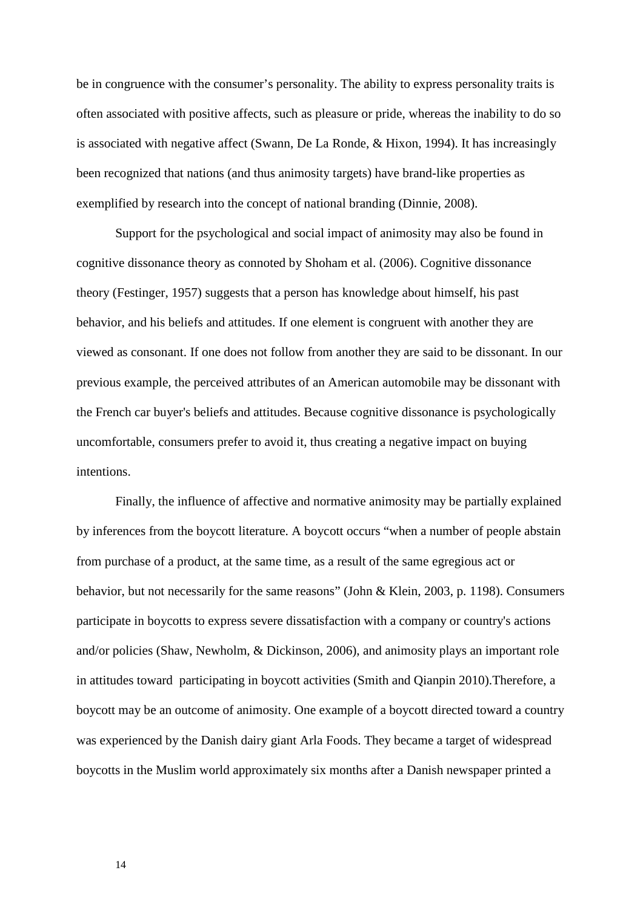be in congruence with the consumer's personality. The ability to express personality traits is often associated with positive affects, such as pleasure or pride, whereas the inability to do so is associated with negative affect (Swann, De La Ronde, & Hixon, 1994). It has increasingly been recognized that nations (and thus animosity targets) have brand-like properties as exemplified by research into the concept of national branding (Dinnie, 2008).

Support for the psychological and social impact of animosity may also be found in cognitive dissonance theory as connoted by Shoham et al. (2006). Cognitive dissonance theory (Festinger, 1957) suggests that a person has knowledge about himself, his past behavior, and his beliefs and attitudes. If one element is congruent with another they are viewed as consonant. If one does not follow from another they are said to be dissonant. In our previous example, the perceived attributes of an American automobile may be dissonant with the French car buyer's beliefs and attitudes. Because cognitive dissonance is psychologically uncomfortable, consumers prefer to avoid it, thus creating a negative impact on buying intentions.

Finally, the influence of affective and normative animosity may be partially explained by inferences from the boycott literature. A boycott occurs "when a number of people abstain from purchase of a product, at the same time, as a result of the same egregious act or behavior, but not necessarily for the same reasons" (John & Klein, 2003, p. 1198). Consumers participate in boycotts to express severe dissatisfaction with a company or country's actions and/or policies (Shaw, Newholm, & Dickinson, 2006), and animosity plays an important role in attitudes toward participating in boycott activities (Smith and Qianpin 2010).Therefore, a boycott may be an outcome of animosity. One example of a boycott directed toward a country was experienced by the Danish dairy giant Arla Foods. They became a target of widespread boycotts in the Muslim world approximately six months after a Danish newspaper printed a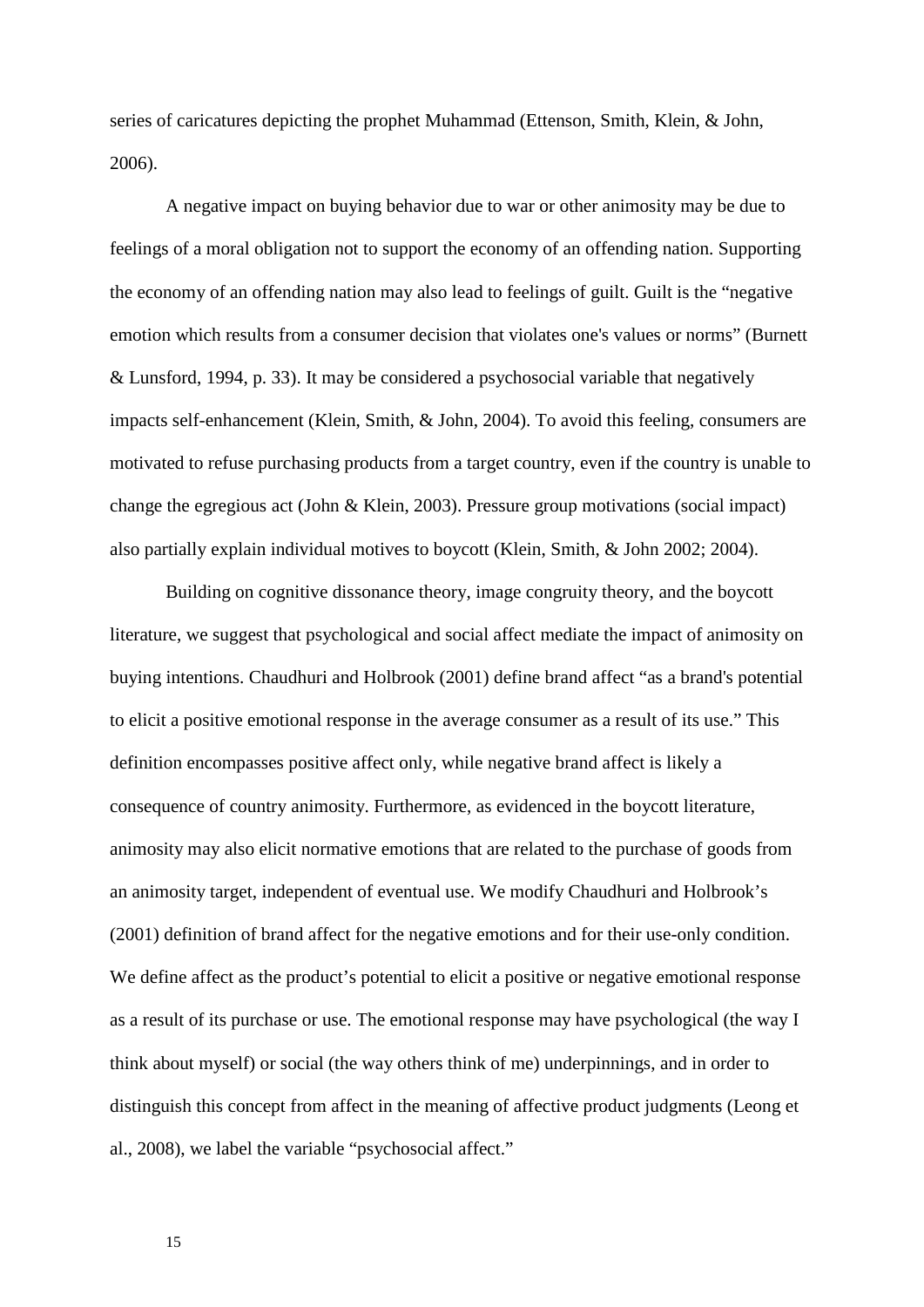series of caricatures depicting the prophet Muhammad (Ettenson, Smith, Klein, & John, 2006).

A negative impact on buying behavior due to war or other animosity may be due to feelings of a moral obligation not to support the economy of an offending nation. Supporting the economy of an offending nation may also lead to feelings of guilt. Guilt is the "negative emotion which results from a consumer decision that violates one's values or norms" (Burnett & Lunsford, 1994, p. 33). It may be considered a psychosocial variable that negatively impacts self-enhancement (Klein, Smith, & John, 2004). To avoid this feeling, consumers are motivated to refuse purchasing products from a target country, even if the country is unable to change the egregious act (John & Klein, 2003). Pressure group motivations (social impact) also partially explain individual motives to boycott (Klein, Smith, & John 2002; 2004).

Building on cognitive dissonance theory, image congruity theory, and the boycott literature, we suggest that psychological and social affect mediate the impact of animosity on buying intentions. Chaudhuri and Holbrook (2001) define brand affect "as a brand's potential to elicit a positive emotional response in the average consumer as a result of its use." This definition encompasses positive affect only, while negative brand affect is likely a consequence of country animosity. Furthermore, as evidenced in the boycott literature, animosity may also elicit normative emotions that are related to the purchase of goods from an animosity target, independent of eventual use. We modify Chaudhuri and Holbrook's (2001) definition of brand affect for the negative emotions and for their use-only condition. We define affect as the product's potential to elicit a positive or negative emotional response as a result of its purchase or use. The emotional response may have psychological (the way I think about myself) or social (the way others think of me) underpinnings, and in order to distinguish this concept from affect in the meaning of affective product judgments (Leong et al., 2008), we label the variable "psychosocial affect."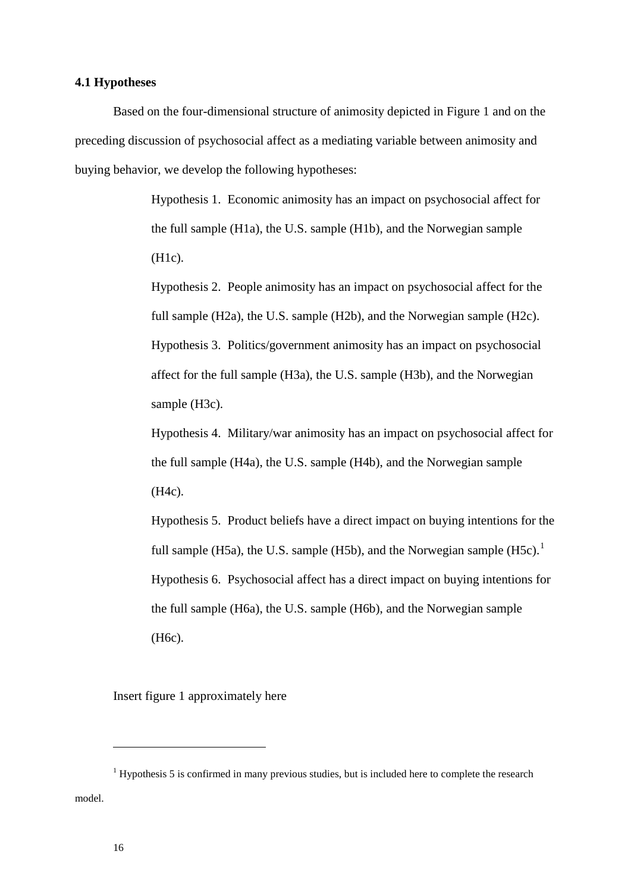### 4.1 Hypotheses

Based on the four-dimensional structure of animosity depicted in Figure 1 and on the preceding discussion of psychosocial affect as a mediating variable between animosity and buying behavior, we develop the following hypotheses:

> Hypothesis 1. Economic animosity has an impact on psychosocial affect for the full sample (H1a), the U.S. sample (H1b), and the Norwegian sample (H1c).
>
> Hypothesis 2. People animosity has an impact on psychosocial affect for the full sample (H2a), the U.S. sample (H2b), and the Norwegian sample (H2c).
>
> Hypothesis 3. Politics/government animosity has an impact on psychosocial affect for the full sample (H3a), the U.S. sample (H3b), and the Norwegian sample (H3c).
>
> Hypothesis 4. Military/war animosity has an impact on psychosocial affect for the full sample (H4a), the U.S. sample (H4b), and the Norwegian sample (H4c).
>
> Hypothesis 5. Product beliefs have a direct impact on buying intentions for the full sample (H5a), the U.S. sample (H5b), and the Norwegian sample (H5c).[1]
>
> Hypothesis 6. Psychosocial affect has a direct impact on buying intentions for the full sample (H6a), the U.S. sample (H6b), and the Norwegian sample (H6c).

Insert figure 1 approximately here

---

[1] Hypothesis 5 is confirmed in many previous studies, but is included here to complete the research model.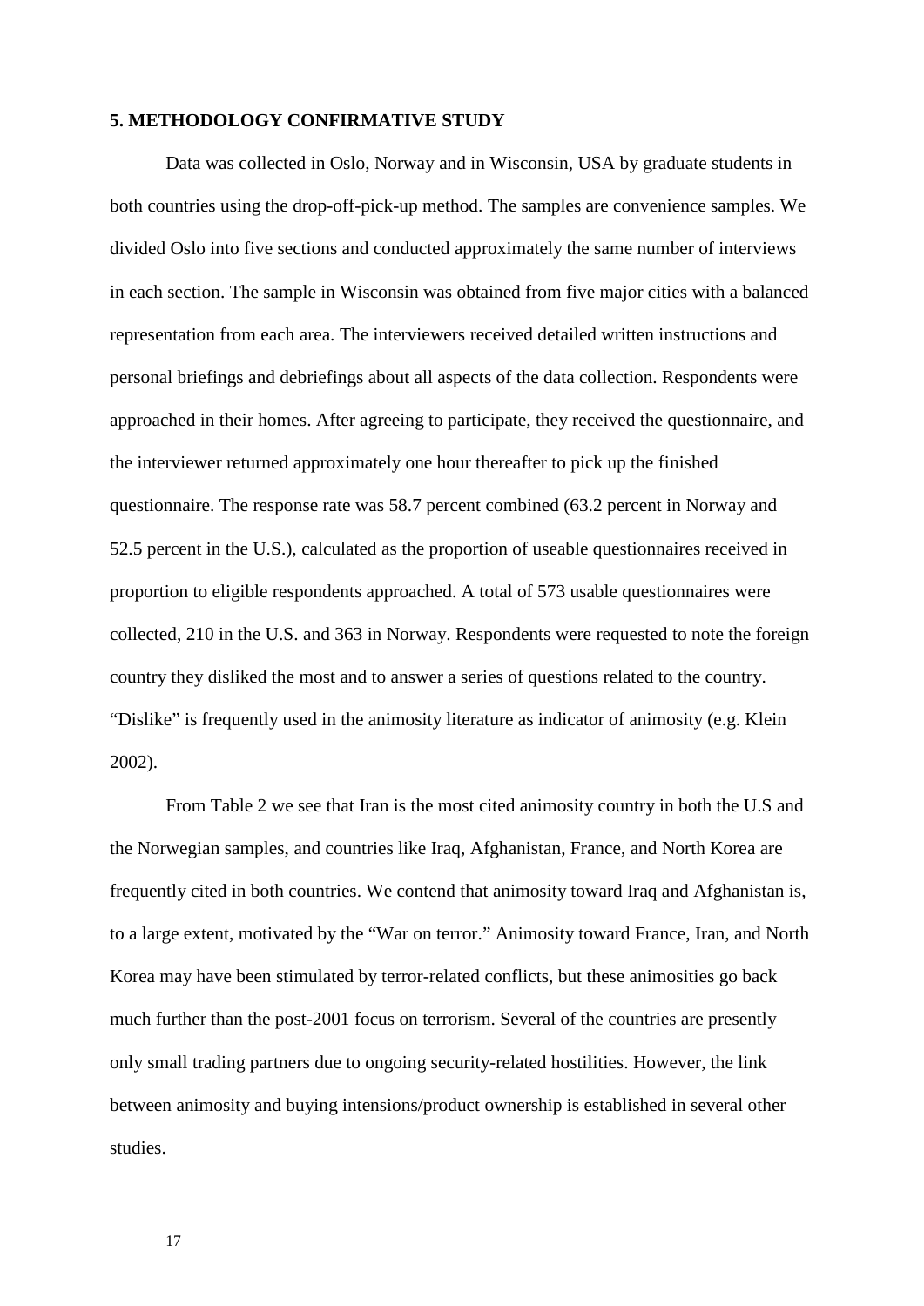## 5. METHODOLOGY CONFIRMATIVE STUDY

Data was collected in Oslo, Norway and in Wisconsin, USA by graduate students in both countries using the drop-off-pick-up method. The samples are convenience samples. We divided Oslo into five sections and conducted approximately the same number of interviews in each section. The sample in Wisconsin was obtained from five major cities with a balanced representation from each area. The interviewers received detailed written instructions and personal briefings and debriefings about all aspects of the data collection. Respondents were approached in their homes. After agreeing to participate, they received the questionnaire, and the interviewer returned approximately one hour thereafter to pick up the finished questionnaire. The response rate was 58.7 percent combined (63.2 percent in Norway and 52.5 percent in the U.S.), calculated as the proportion of useable questionnaires received in proportion to eligible respondents approached. A total of 573 usable questionnaires were collected, 210 in the U.S. and 363 in Norway. Respondents were requested to note the foreign country they disliked the most and to answer a series of questions related to the country. "Dislike" is frequently used in the animosity literature as indicator of animosity (e.g. Klein 2002).

From Table 2 we see that Iran is the most cited animosity country in both the U.S and the Norwegian samples, and countries like Iraq, Afghanistan, France, and North Korea are frequently cited in both countries. We contend that animosity toward Iraq and Afghanistan is, to a large extent, motivated by the "War on terror." Animosity toward France, Iran, and North Korea may have been stimulated by terror-related conflicts, but these animosities go back much further than the post-2001 focus on terrorism. Several of the countries are presently only small trading partners due to ongoing security-related hostilities. However, the link between animosity and buying intensions/product ownership is established in several other studies.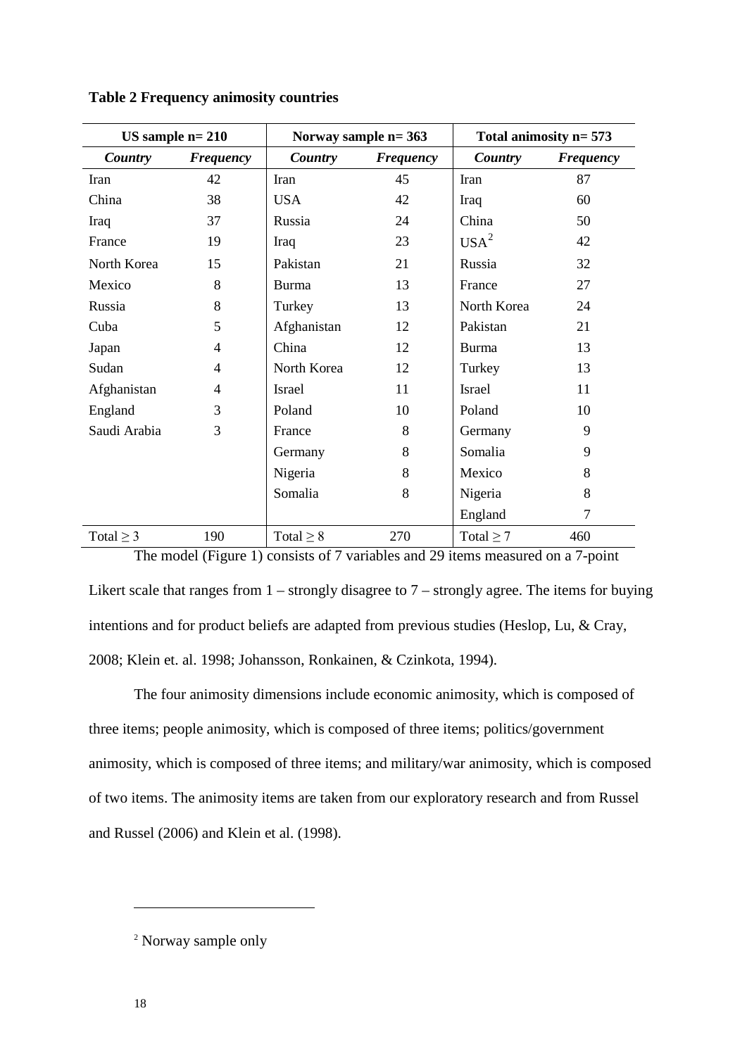**Table 2 Frequency animosity countries**

| US sample n= 210 | | Norway sample n= 363 | | Total animosity n= 573 | |
|---|---|---|---|---|---|
| ***Country*** | ***Frequency*** | ***Country*** | ***Frequency*** | ***Country*** | ***Frequency*** |
| Iran | 42 | Iran | 45 | Iran | 87 |
| China | 38 | USA | 42 | Iraq | 60 |
| Iraq | 37 | Russia | 24 | China | 50 |
| France | 19 | Iraq | 23 | USA[2] | 42 |
| North Korea | 15 | Pakistan | 21 | Russia | 32 |
| Mexico | 8 | Burma | 13 | France | 27 |
| Russia | 8 | Turkey | 13 | North Korea | 24 |
| Cuba | 5 | Afghanistan | 12 | Pakistan | 21 |
| Japan | 4 | China | 12 | Burma | 13 |
| Sudan | 4 | North Korea | 12 | Turkey | 13 |
| Afghanistan | 4 | Israel | 11 | Israel | 11 |
| England | 3 | Poland | 10 | Poland | 10 |
| Saudi Arabia | 3 | France | 8 | Germany | 9 |
| | | Germany | 8 | Somalia | 9 |
| | | Nigeria | 8 | Mexico | 8 |
| | | Somalia | 8 | Nigeria | 8 |
| | | | | England | 7 |
| Total ≥ 3 | 190 | Total ≥ 8 | 270 | Total ≥ 7 | 460 |

The model (Figure 1) consists of 7 variables and 29 items measured on a 7-point Likert scale that ranges from 1 – strongly disagree to 7 – strongly agree. The items for buying intentions and for product beliefs are adapted from previous studies (Heslop, Lu, & Cray, 2008; Klein et. al. 1998; Johansson, Ronkainen, & Czinkota, 1994).

The four animosity dimensions include economic animosity, which is composed of three items; people animosity, which is composed of three items; politics/government animosity, which is composed of three items; and military/war animosity, which is composed of two items. The animosity items are taken from our exploratory research and from Russel and Russel (2006) and Klein et al. (1998).

[2] Norway sample only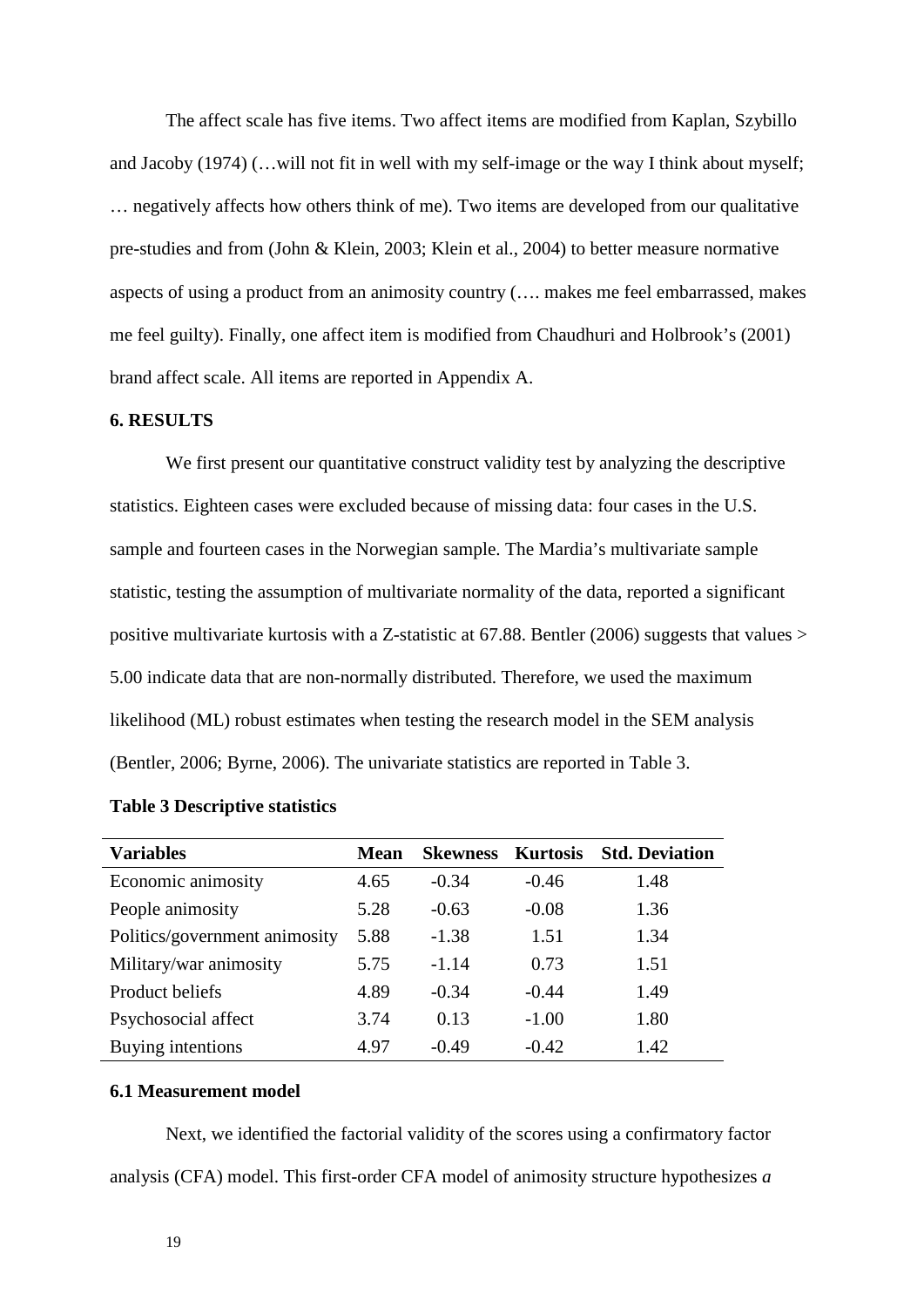The affect scale has five items. Two affect items are modified from Kaplan, Szybillo and Jacoby (1974) (…will not fit in well with my self-image or the way I think about myself; … negatively affects how others think of me). Two items are developed from our qualitative pre-studies and from (John & Klein, 2003; Klein et al., 2004) to better measure normative aspects of using a product from an animosity country (…. makes me feel embarrassed, makes me feel guilty). Finally, one affect item is modified from Chaudhuri and Holbrook's (2001) brand affect scale. All items are reported in Appendix A.

## 6. RESULTS

We first present our quantitative construct validity test by analyzing the descriptive statistics. Eighteen cases were excluded because of missing data: four cases in the U.S. sample and fourteen cases in the Norwegian sample. The Mardia's multivariate sample statistic, testing the assumption of multivariate normality of the data, reported a significant positive multivariate kurtosis with a Z-statistic at 67.88. Bentler (2006) suggests that values > 5.00 indicate data that are non-normally distributed. Therefore, we used the maximum likelihood (ML) robust estimates when testing the research model in the SEM analysis (Bentler, 2006; Byrne, 2006). The univariate statistics are reported in Table 3.

**Table 3 Descriptive statistics**

| Variables | Mean | Skewness | Kurtosis | Std. Deviation |
|---|---|---|---|---|
| Economic animosity | 4.65 | -0.34 | -0.46 | 1.48 |
| People animosity | 5.28 | -0.63 | -0.08 | 1.36 |
| Politics/government animosity | 5.88 | -1.38 | 1.51 | 1.34 |
| Military/war animosity | 5.75 | -1.14 | 0.73 | 1.51 |
| Product beliefs | 4.89 | -0.34 | -0.44 | 1.49 |
| Psychosocial affect | 3.74 | 0.13 | -1.00 | 1.80 |
| Buying intentions | 4.97 | -0.49 | -0.42 | 1.42 |

### 6.1 Measurement model

Next, we identified the factorial validity of the scores using a confirmatory factor analysis (CFA) model. This first-order CFA model of animosity structure hypothesizes *a*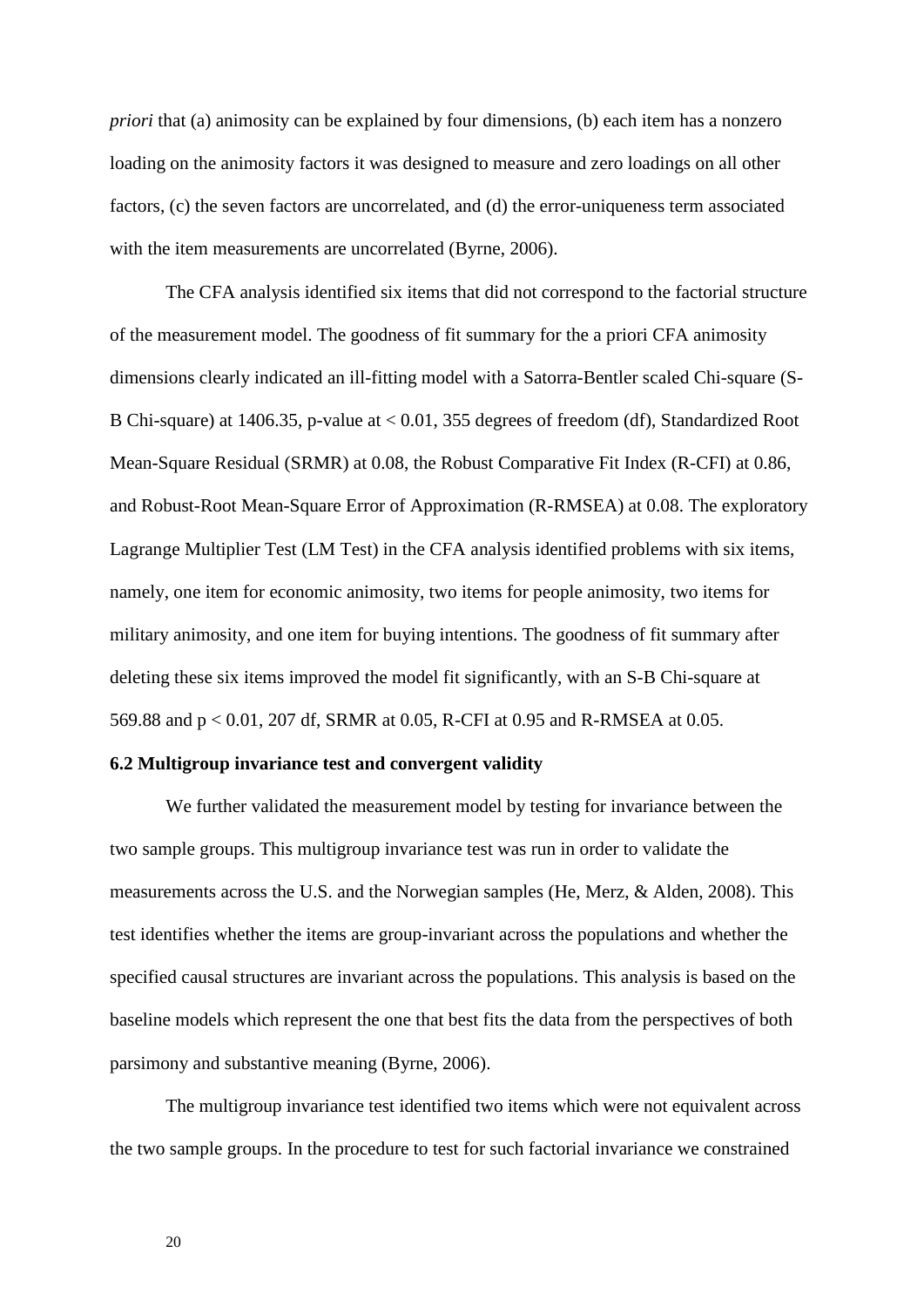*priori* that (a) animosity can be explained by four dimensions, (b) each item has a nonzero loading on the animosity factors it was designed to measure and zero loadings on all other factors, (c) the seven factors are uncorrelated, and (d) the error-uniqueness term associated with the item measurements are uncorrelated (Byrne, 2006).

The CFA analysis identified six items that did not correspond to the factorial structure of the measurement model. The goodness of fit summary for the a priori CFA animosity dimensions clearly indicated an ill-fitting model with a Satorra-Bentler scaled Chi-square (S-B Chi-square) at 1406.35, p-value at $< 0.01$, 355 degrees of freedom (df), Standardized Root Mean-Square Residual (SRMR) at 0.08, the Robust Comparative Fit Index (R-CFI) at 0.86, and Robust-Root Mean-Square Error of Approximation (R-RMSEA) at 0.08. The exploratory Lagrange Multiplier Test (LM Test) in the CFA analysis identified problems with six items, namely, one item for economic animosity, two items for people animosity, two items for military animosity, and one item for buying intentions. The goodness of fit summary after deleting these six items improved the model fit significantly, with an S-B Chi-square at 569.88 and $p < 0.01$, 207 df, SRMR at 0.05, R-CFI at 0.95 and R-RMSEA at 0.05.

**6.2 Multigroup invariance test and convergent validity**

We further validated the measurement model by testing for invariance between the two sample groups. This multigroup invariance test was run in order to validate the measurements across the U.S. and the Norwegian samples (He, Merz, & Alden, 2008). This test identifies whether the items are group-invariant across the populations and whether the specified causal structures are invariant across the populations. This analysis is based on the baseline models which represent the one that best fits the data from the perspectives of both parsimony and substantive meaning (Byrne, 2006).

The multigroup invariance test identified two items which were not equivalent across the two sample groups. In the procedure to test for such factorial invariance we constrained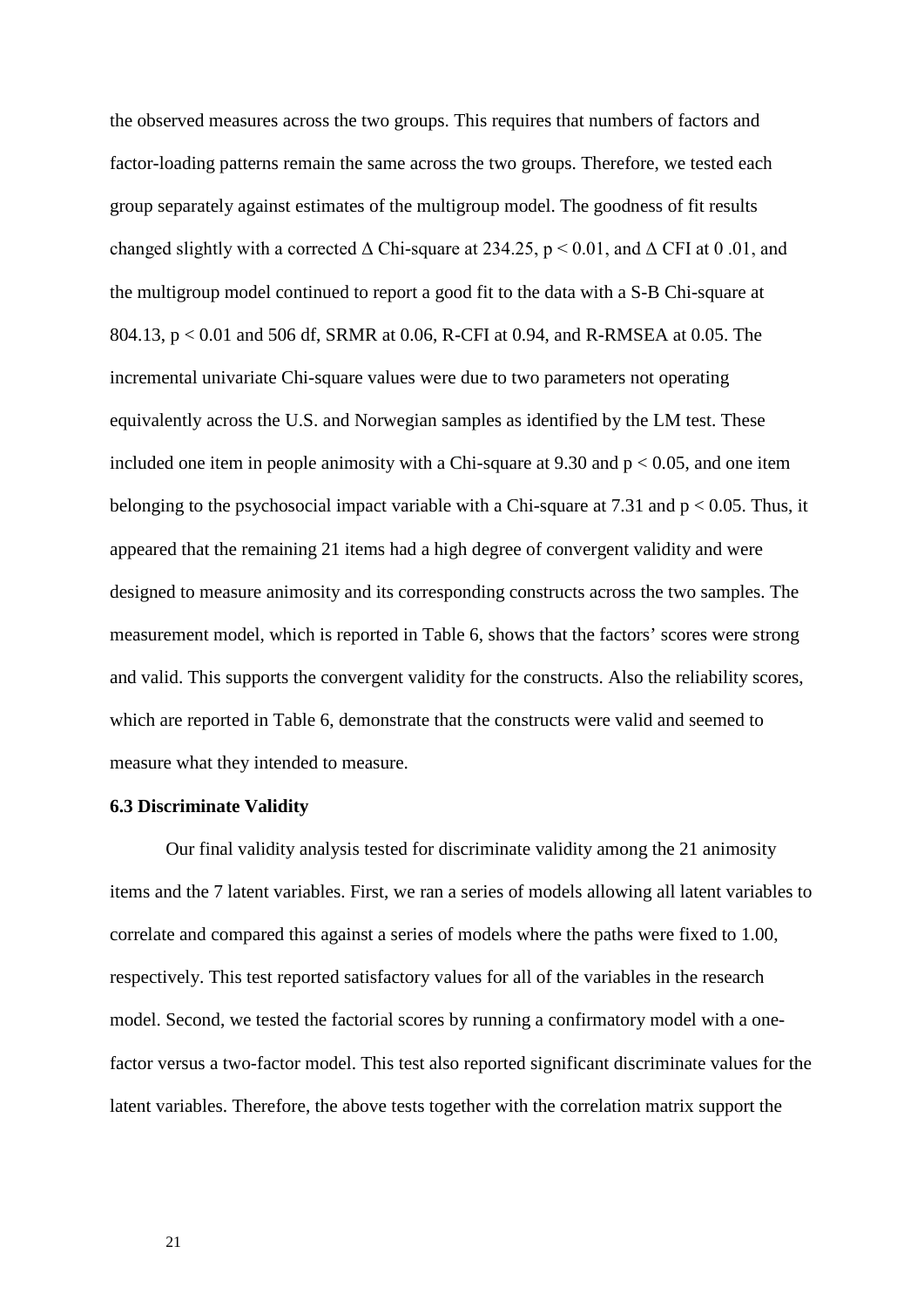the observed measures across the two groups. This requires that numbers of factors and factor-loading patterns remain the same across the two groups. Therefore, we tested each group separately against estimates of the multigroup model. The goodness of fit results changed slightly with a corrected $\Delta$ Chi-square at 234.25, $p < 0.01$, and $\Delta$ CFI at 0 .01, and the multigroup model continued to report a good fit to the data with a S-B Chi-square at 804.13, $p < 0.01$ and 506 df, SRMR at 0.06, R-CFI at 0.94, and R-RMSEA at 0.05. The incremental univariate Chi-square values were due to two parameters not operating equivalently across the U.S. and Norwegian samples as identified by the LM test. These included one item in people animosity with a Chi-square at 9.30 and $p < 0.05$, and one item belonging to the psychosocial impact variable with a Chi-square at 7.31 and $p < 0.05$. Thus, it appeared that the remaining 21 items had a high degree of convergent validity and were designed to measure animosity and its corresponding constructs across the two samples. The measurement model, which is reported in Table 6, shows that the factors' scores were strong and valid. This supports the convergent validity for the constructs. Also the reliability scores, which are reported in Table 6, demonstrate that the constructs were valid and seemed to measure what they intended to measure.

### 6.3 Discriminate Validity

Our final validity analysis tested for discriminate validity among the 21 animosity items and the 7 latent variables. First, we ran a series of models allowing all latent variables to correlate and compared this against a series of models where the paths were fixed to 1.00, respectively. This test reported satisfactory values for all of the variables in the research model. Second, we tested the factorial scores by running a confirmatory model with a one-factor versus a two-factor model. This test also reported significant discriminate values for the latent variables. Therefore, the above tests together with the correlation matrix support the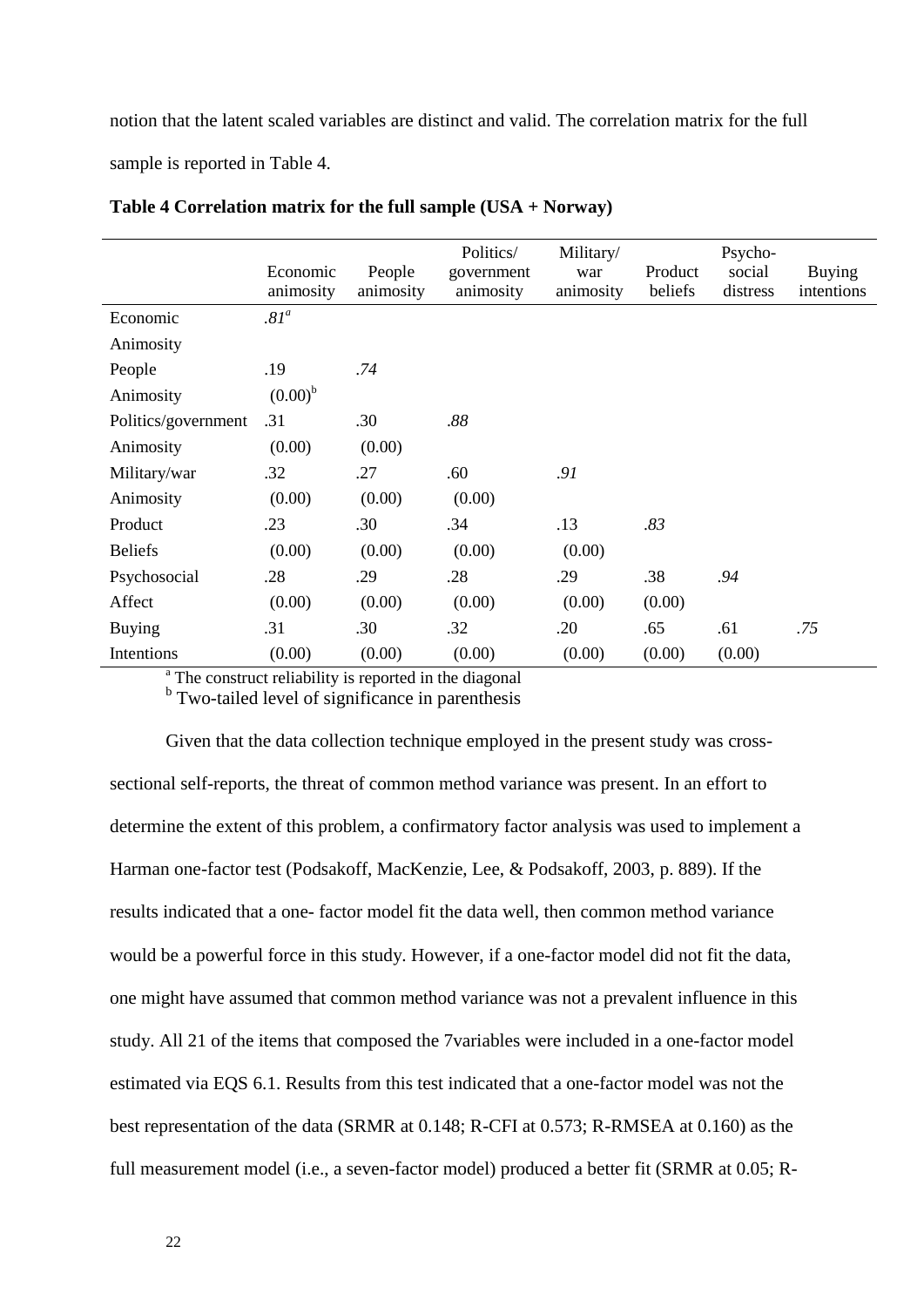notion that the latent scaled variables are distinct and valid. The correlation matrix for the full sample is reported in Table 4.

**Table 4 Correlation matrix for the full sample (USA + Norway)**

| | Economic animosity | People animosity | Politics/ government animosity | Military/ war animosity | Product beliefs | Psycho-social distress | Buying intentions |
|---|---|---|---|---|---|---|---|
| Economic Animosity | *.81*[a] | | | | | | |
| People Animosity | .19 (0.00)[b] | *.74* | | | | | |
| Politics/government Animosity | .31 (0.00) | .30 (0.00) | *.88* | | | | |
| Military/war Animosity | .32 (0.00) | .27 (0.00) | .60 (0.00) | *.91* | | | |
| Product Beliefs | .23 (0.00) | .30 (0.00) | .34 (0.00) | .13 (0.00) | *.83* | | |
| Psychosocial Affect | .28 (0.00) | .29 (0.00) | .28 (0.00) | .29 (0.00) | .38 (0.00) | *.94* | |
| Buying Intentions | .31 (0.00) | .30 (0.00) | .32 (0.00) | .20 (0.00) | .65 (0.00) | .61 (0.00) | *.75* |

[a] The construct reliability is reported in the diagonal
[b] Two-tailed level of significance in parenthesis

Given that the data collection technique employed in the present study was cross-sectional self-reports, the threat of common method variance was present. In an effort to determine the extent of this problem, a confirmatory factor analysis was used to implement a Harman one-factor test (Podsakoff, MacKenzie, Lee, & Podsakoff, 2003, p. 889). If the results indicated that a one- factor model fit the data well, then common method variance would be a powerful force in this study. However, if a one-factor model did not fit the data, one might have assumed that common method variance was not a prevalent influence in this study. All 21 of the items that composed the 7variables were included in a one-factor model estimated via EQS 6.1. Results from this test indicated that a one-factor model was not the best representation of the data (SRMR at 0.148; R-CFI at 0.573; R-RMSEA at 0.160) as the full measurement model (i.e., a seven-factor model) produced a better fit (SRMR at 0.05; R-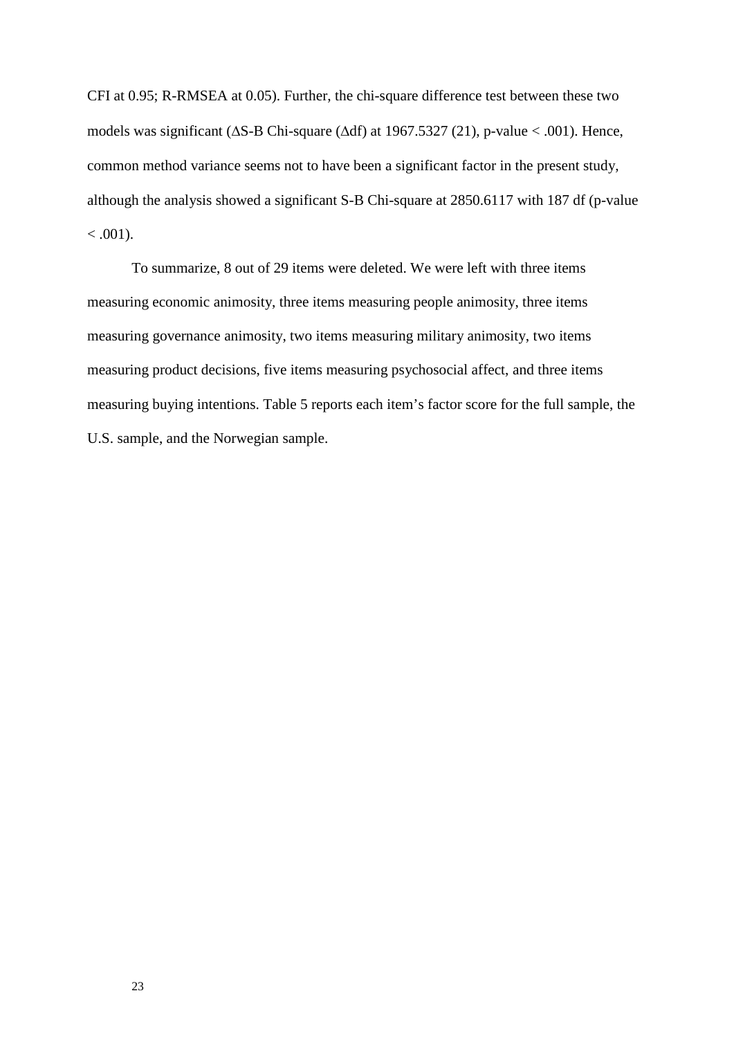CFI at 0.95; R-RMSEA at 0.05). Further, the chi-square difference test between these two models was significant (ΔS-B Chi-square (Δdf) at 1967.5327 (21), p-value < .001). Hence, common method variance seems not to have been a significant factor in the present study, although the analysis showed a significant S-B Chi-square at 2850.6117 with 187 df (p-value < .001).

To summarize, 8 out of 29 items were deleted. We were left with three items measuring economic animosity, three items measuring people animosity, three items measuring governance animosity, two items measuring military animosity, two items measuring product decisions, five items measuring psychosocial affect, and three items measuring buying intentions. Table 5 reports each item's factor score for the full sample, the U.S. sample, and the Norwegian sample.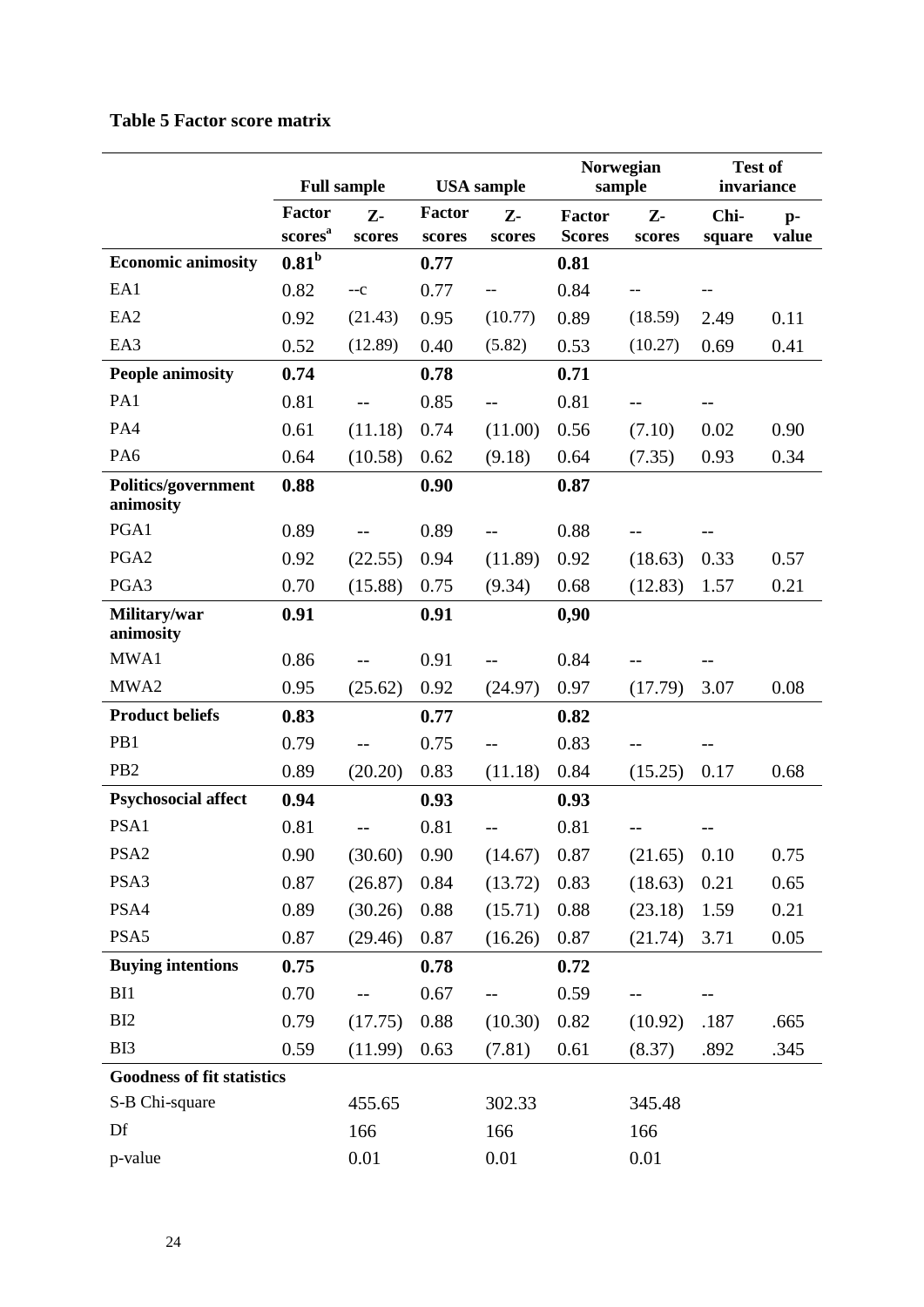**Table 5 Factor score matrix**

| | Full sample | | USA sample | | Norwegian sample | | Test of invariance | |
|---|---|---|---|---|---|---|---|---|
| | Factor scores[a] | Z-scores | Factor scores | Z-scores | Factor Scores | Z-scores | Chi-square | p-value |
| **Economic animosity** | **0.81[b]** | | **0.77** | | **0.81** | | | |
| EA1 | 0.82 | --c | 0.77 | -- | 0.84 | -- | -- | |
| EA2 | 0.92 | (21.43) | 0.95 | (10.77) | 0.89 | (18.59) | 2.49 | 0.11 |
| EA3 | 0.52 | (12.89) | 0.40 | (5.82) | 0.53 | (10.27) | 0.69 | 0.41 |
| **People animosity** | **0.74** | | **0.78** | | **0.71** | | | |
| PA1 | 0.81 | -- | 0.85 | -- | 0.81 | -- | -- | |
| PA4 | 0.61 | (11.18) | 0.74 | (11.00) | 0.56 | (7.10) | 0.02 | 0.90 |
| PA6 | 0.64 | (10.58) | 0.62 | (9.18) | 0.64 | (7.35) | 0.93 | 0.34 |
| **Politics/government animosity** | **0.88** | | **0.90** | | **0.87** | | | |
| PGA1 | 0.89 | -- | 0.89 | -- | 0.88 | -- | -- | |
| PGA2 | 0.92 | (22.55) | 0.94 | (11.89) | 0.92 | (18.63) | 0.33 | 0.57 |
| PGA3 | 0.70 | (15.88) | 0.75 | (9.34) | 0.68 | (12.83) | 1.57 | 0.21 |
| **Military/war animosity** | **0.91** | | **0.91** | | **0,90** | | | |
| MWA1 | 0.86 | -- | 0.91 | -- | 0.84 | -- | -- | |
| MWA2 | 0.95 | (25.62) | 0.92 | (24.97) | 0.97 | (17.79) | 3.07 | 0.08 |
| **Product beliefs** | **0.83** | | **0.77** | | **0.82** | | | |
| PB1 | 0.79 | -- | 0.75 | -- | 0.83 | -- | -- | |
| PB2 | 0.89 | (20.20) | 0.83 | (11.18) | 0.84 | (15.25) | 0.17 | 0.68 |
| **Psychosocial affect** | **0.94** | | **0.93** | | **0.93** | | | |
| PSA1 | 0.81 | -- | 0.81 | -- | 0.81 | -- | -- | |
| PSA2 | 0.90 | (30.60) | 0.90 | (14.67) | 0.87 | (21.65) | 0.10 | 0.75 |
| PSA3 | 0.87 | (26.87) | 0.84 | (13.72) | 0.83 | (18.63) | 0.21 | 0.65 |
| PSA4 | 0.89 | (30.26) | 0.88 | (15.71) | 0.88 | (23.18) | 1.59 | 0.21 |
| PSA5 | 0.87 | (29.46) | 0.87 | (16.26) | 0.87 | (21.74) | 3.71 | 0.05 |
| **Buying intentions** | **0.75** | | **0.78** | | **0.72** | | | |
| BI1 | 0.70 | -- | 0.67 | -- | 0.59 | -- | -- | |
| BI2 | 0.79 | (17.75) | 0.88 | (10.30) | 0.82 | (10.92) | .187 | .665 |
| BI3 | 0.59 | (11.99) | 0.63 | (7.81) | 0.61 | (8.37) | .892 | .345 |
| **Goodness of fit statistics** | | | | | | | | |
| S-B Chi-square | | 455.65 | | 302.33 | | 345.48 | | |
| Df | | 166 | | 166 | | 166 | | |
| p-value | | 0.01 | | 0.01 | | 0.01 | | |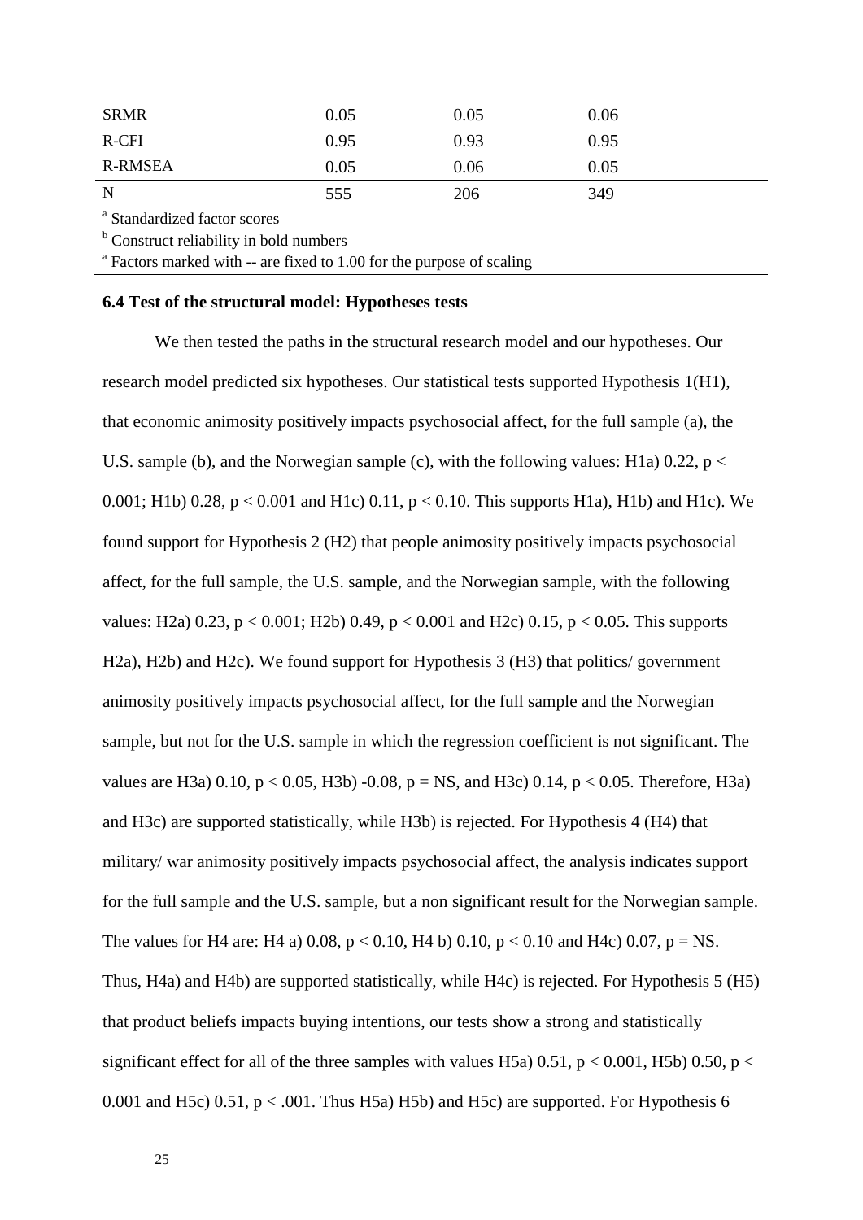| | | | |
|---|---|---|---|
| SRMR | 0.05 | 0.05 | 0.06 |
| R-CFI | 0.95 | 0.93 | 0.95 |
| R-RMSEA | 0.05 | 0.06 | 0.05 |
| N | 555 | 206 | 349 |

[a] Standardized factor scores

[b] Construct reliability in bold numbers

[a] Factors marked with -- are fixed to 1.00 for the purpose of scaling

### 6.4 Test of the structural model: Hypotheses tests

We then tested the paths in the structural research model and our hypotheses. Our research model predicted six hypotheses. Our statistical tests supported Hypothesis 1(H1), that economic animosity positively impacts psychosocial affect, for the full sample (a), the U.S. sample (b), and the Norwegian sample (c), with the following values: H1a) 0.22, $p < 0.001$; H1b) 0.28, $p < 0.001$ and H1c) 0.11, $p < 0.10$. This supports H1a), H1b) and H1c). We found support for Hypothesis 2 (H2) that people animosity positively impacts psychosocial affect, for the full sample, the U.S. sample, and the Norwegian sample, with the following values: H2a) 0.23, $p < 0.001$; H2b) 0.49, $p < 0.001$ and H2c) 0.15, $p < 0.05$. This supports H2a), H2b) and H2c). We found support for Hypothesis 3 (H3) that politics/ government animosity positively impacts psychosocial affect, for the full sample and the Norwegian sample, but not for the U.S. sample in which the regression coefficient is not significant. The values are H3a) 0.10, $p < 0.05$, H3b) -0.08, p = NS, and H3c) 0.14, $p < 0.05$. Therefore, H3a) and H3c) are supported statistically, while H3b) is rejected. For Hypothesis 4 (H4) that military/ war animosity positively impacts psychosocial affect, the analysis indicates support for the full sample and the U.S. sample, but a non significant result for the Norwegian sample. The values for H4 are: H4 a) 0.08, $p < 0.10$, H4 b) 0.10, $p < 0.10$ and H4c) 0.07, p = NS. Thus, H4a) and H4b) are supported statistically, while H4c) is rejected. For Hypothesis 5 (H5) that product beliefs impacts buying intentions, our tests show a strong and statistically significant effect for all of the three samples with values H5a) 0.51, $p < 0.001$, H5b) 0.50, $p < 0.001$ and H5c) 0.51, $p < .001$. Thus H5a) H5b) and H5c) are supported. For Hypothesis 6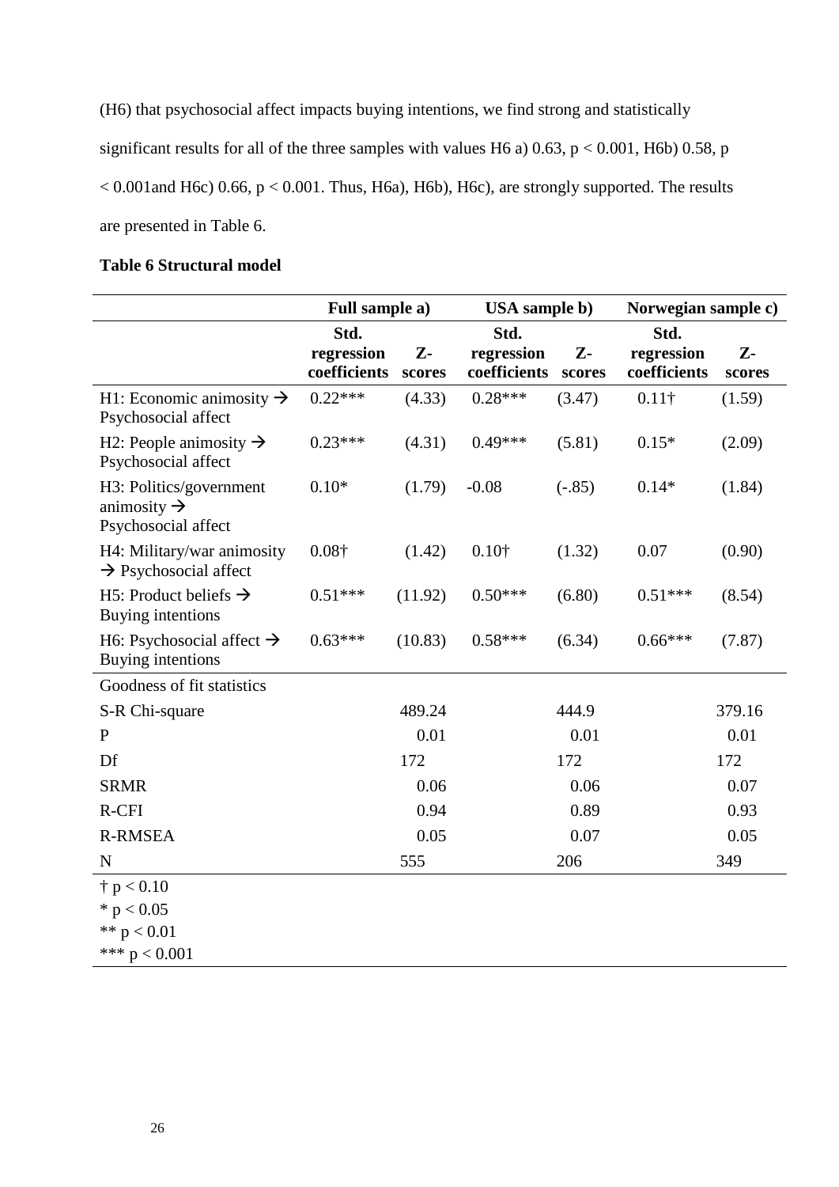(H6) that psychosocial affect impacts buying intentions, we find strong and statistically significant results for all of the three samples with values H6 a) 0.63, $p < 0.001$, H6b) 0.58, $p < 0.001$and H6c) 0.66, $p < 0.001$. Thus, H6a), H6b), H6c), are strongly supported. The results are presented in Table 6.

**Table 6 Structural model**

| | **Full sample a)** | | **USA sample b)** | | **Norwegian sample c)** | |
|---|---|---|---|---|---|---|
| | **Std. regression coefficients** | **Z-scores** | **Std. regression coefficients** | **Z-scores** | **Std. regression coefficients** | **Z-scores** |
| H1: Economic animosity → Psychosocial affect | 0.22*** | (4.33) | 0.28*** | (3.47) | 0.11† | (1.59) |
| H2: People animosity → Psychosocial affect | 0.23*** | (4.31) | 0.49*** | (5.81) | 0.15* | (2.09) |
| H3: Politics/government animosity → Psychosocial affect | 0.10* | (1.79) | -0.08 | (-.85) | 0.14* | (1.84) |
| H4: Military/war animosity → Psychosocial affect | 0.08† | (1.42) | 0.10† | (1.32) | 0.07 | (0.90) |
| H5: Product beliefs → Buying intentions | 0.51*** | (11.92) | 0.50*** | (6.80) | 0.51*** | (8.54) |
| H6: Psychosocial affect → Buying intentions | 0.63*** | (10.83) | 0.58*** | (6.34) | 0.66*** | (7.87) |
| Goodness of fit statistics | | | | | | |
| S-R Chi-square | | 489.24 | | 444.9 | | 379.16 |
| P | | 0.01 | | 0.01 | | 0.01 |
| Df | | 172 | | 172 | | 172 |
| SRMR | | 0.06 | | 0.06 | | 0.07 |
| R-CFI | | 0.94 | | 0.89 | | 0.93 |
| R-RMSEA | | 0.05 | | 0.07 | | 0.05 |
| N | | 555 | | 206 | | 349 |

† $p < 0.10$
\* $p < 0.05$
** $p < 0.01$
*** $p < 0.001$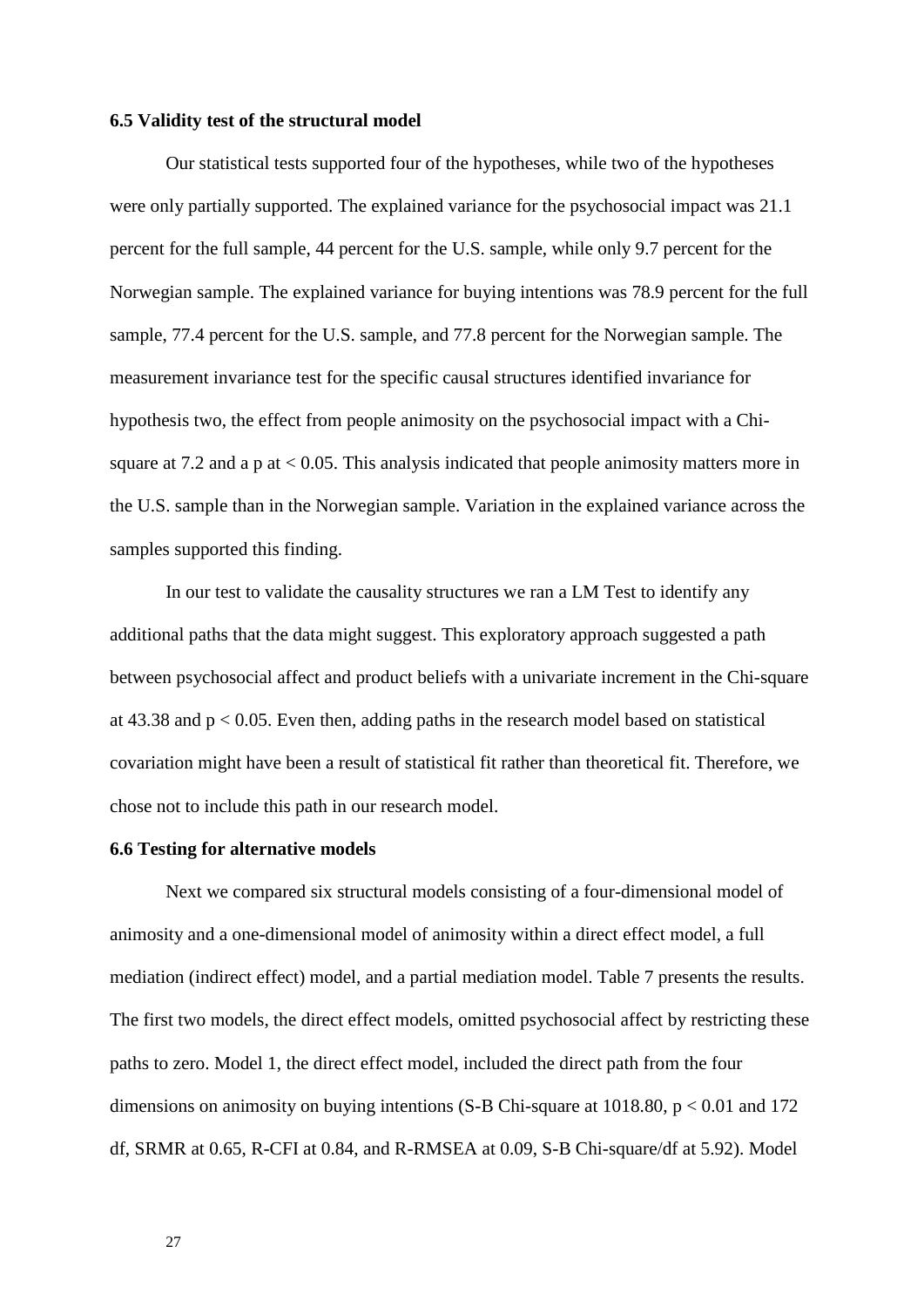### 6.5 Validity test of the structural model

Our statistical tests supported four of the hypotheses, while two of the hypotheses were only partially supported. The explained variance for the psychosocial impact was 21.1 percent for the full sample, 44 percent for the U.S. sample, while only 9.7 percent for the Norwegian sample. The explained variance for buying intentions was 78.9 percent for the full sample, 77.4 percent for the U.S. sample, and 77.8 percent for the Norwegian sample. The measurement invariance test for the specific causal structures identified invariance for hypothesis two, the effect from people animosity on the psychosocial impact with a Chi-square at 7.2 and a p at $< 0.05$. This analysis indicated that people animosity matters more in the U.S. sample than in the Norwegian sample. Variation in the explained variance across the samples supported this finding.

In our test to validate the causality structures we ran a LM Test to identify any additional paths that the data might suggest. This exploratory approach suggested a path between psychosocial affect and product beliefs with a univariate increment in the Chi-square at 43.38 and $p < 0.05$. Even then, adding paths in the research model based on statistical covariation might have been a result of statistical fit rather than theoretical fit. Therefore, we chose not to include this path in our research model.

### 6.6 Testing for alternative models

Next we compared six structural models consisting of a four-dimensional model of animosity and a one-dimensional model of animosity within a direct effect model, a full mediation (indirect effect) model, and a partial mediation model. Table 7 presents the results. The first two models, the direct effect models, omitted psychosocial affect by restricting these paths to zero. Model 1, the direct effect model, included the direct path from the four dimensions on animosity on buying intentions (S-B Chi-square at 1018.80, $p < 0.01$ and 172 df, SRMR at 0.65, R-CFI at 0.84, and R-RMSEA at 0.09, S-B Chi-square/df at 5.92). Model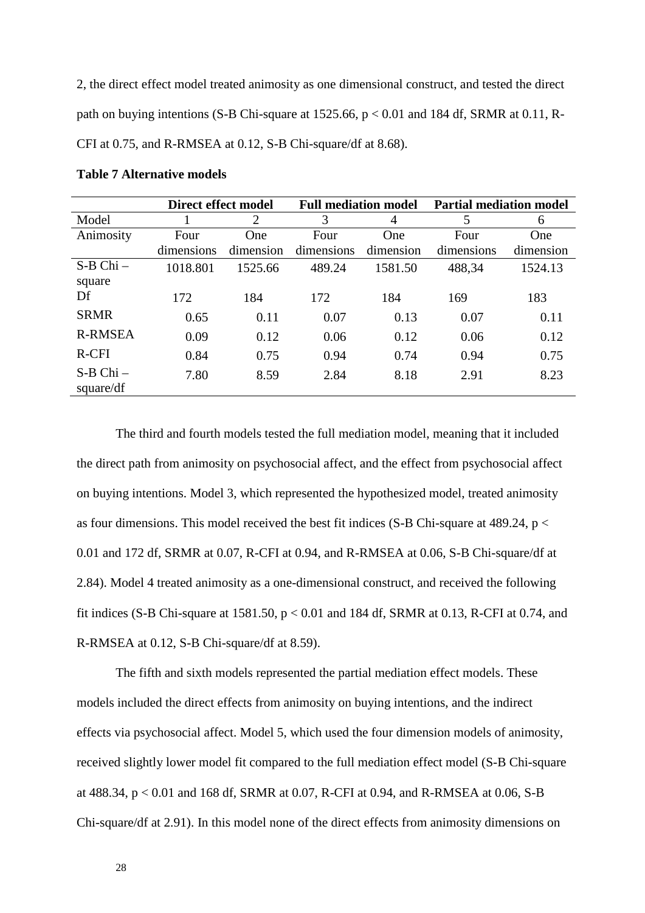2, the direct effect model treated animosity as one dimensional construct, and tested the direct path on buying intentions (S-B Chi-square at 1525.66, $p < 0.01$ and 184 df, SRMR at 0.11, R-CFI at 0.75, and R-RMSEA at 0.12, S-B Chi-square/df at 8.68).

**Table 7 Alternative models**

| | **Direct effect model** | | **Full mediation model** | | **Partial mediation model** | |
|---|---|---|---|---|---|---|
| Model | 1 | 2 | 3 | 4 | 5 | 6 |
| Animosity | Four dimensions | One dimension | Four dimensions | One dimension | Four dimensions | One dimension |
| S-B Chi – square | 1018.801 | 1525.66 | 489.24 | 1581.50 | 488,34 | 1524.13 |
| Df | 172 | 184 | 172 | 184 | 169 | 183 |
| SRMR | 0.65 | 0.11 | 0.07 | 0.13 | 0.07 | 0.11 |
| R-RMSEA | 0.09 | 0.12 | 0.06 | 0.12 | 0.06 | 0.12 |
| R-CFI | 0.84 | 0.75 | 0.94 | 0.74 | 0.94 | 0.75 |
| S-B Chi – square/df | 7.80 | 8.59 | 2.84 | 8.18 | 2.91 | 8.23 |

The third and fourth models tested the full mediation model, meaning that it included the direct path from animosity on psychosocial affect, and the effect from psychosocial affect on buying intentions. Model 3, which represented the hypothesized model, treated animosity as four dimensions. This model received the best fit indices (S-B Chi-square at 489.24, $p < 0.01$ and 172 df, SRMR at 0.07, R-CFI at 0.94, and R-RMSEA at 0.06, S-B Chi-square/df at 2.84). Model 4 treated animosity as a one-dimensional construct, and received the following fit indices (S-B Chi-square at 1581.50, $p < 0.01$ and 184 df, SRMR at 0.13, R-CFI at 0.74, and R-RMSEA at 0.12, S-B Chi-square/df at 8.59).

The fifth and sixth models represented the partial mediation effect models. These models included the direct effects from animosity on buying intentions, and the indirect effects via psychosocial affect. Model 5, which used the four dimension models of animosity, received slightly lower model fit compared to the full mediation effect model (S-B Chi-square at 488.34, $p < 0.01$ and 168 df, SRMR at 0.07, R-CFI at 0.94, and R-RMSEA at 0.06, S-B Chi-square/df at 2.91). In this model none of the direct effects from animosity dimensions on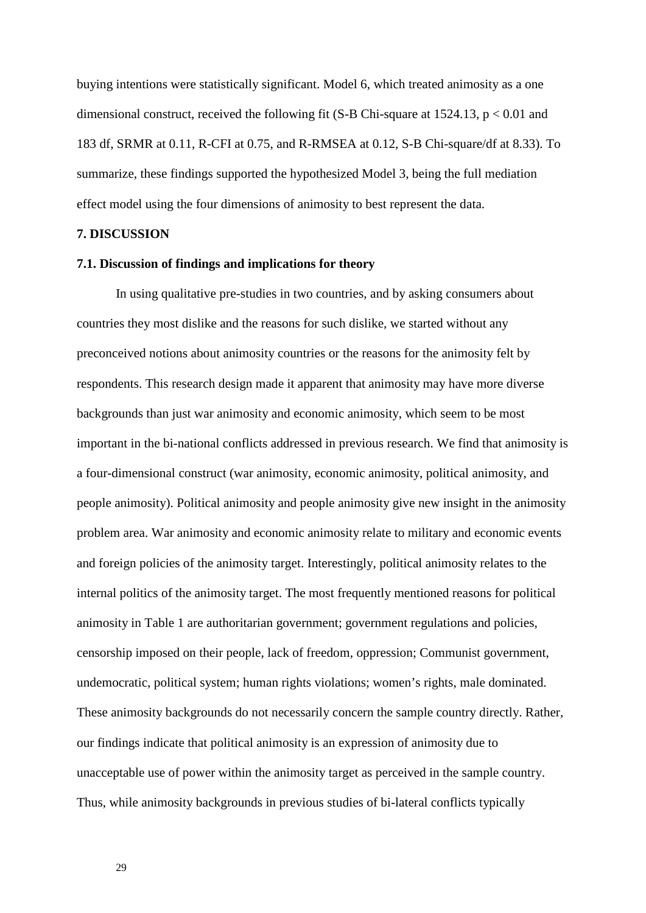buying intentions were statistically significant. Model 6, which treated animosity as a one dimensional construct, received the following fit (S-B Chi-square at 1524.13, $p < 0.01$ and 183 df, SRMR at 0.11, R-CFI at 0.75, and R-RMSEA at 0.12, S-B Chi-square/df at 8.33). To summarize, these findings supported the hypothesized Model 3, being the full mediation effect model using the four dimensions of animosity to best represent the data.

## 7. DISCUSSION

### 7.1. Discussion of findings and implications for theory

In using qualitative pre-studies in two countries, and by asking consumers about countries they most dislike and the reasons for such dislike, we started without any preconceived notions about animosity countries or the reasons for the animosity felt by respondents. This research design made it apparent that animosity may have more diverse backgrounds than just war animosity and economic animosity, which seem to be most important in the bi-national conflicts addressed in previous research. We find that animosity is a four-dimensional construct (war animosity, economic animosity, political animosity, and people animosity). Political animosity and people animosity give new insight in the animosity problem area. War animosity and economic animosity relate to military and economic events and foreign policies of the animosity target. Interestingly, political animosity relates to the internal politics of the animosity target. The most frequently mentioned reasons for political animosity in Table 1 are authoritarian government; government regulations and policies, censorship imposed on their people, lack of freedom, oppression; Communist government, undemocratic, political system; human rights violations; women's rights, male dominated. These animosity backgrounds do not necessarily concern the sample country directly. Rather, our findings indicate that political animosity is an expression of animosity due to unacceptable use of power within the animosity target as perceived in the sample country. Thus, while animosity backgrounds in previous studies of bi-lateral conflicts typically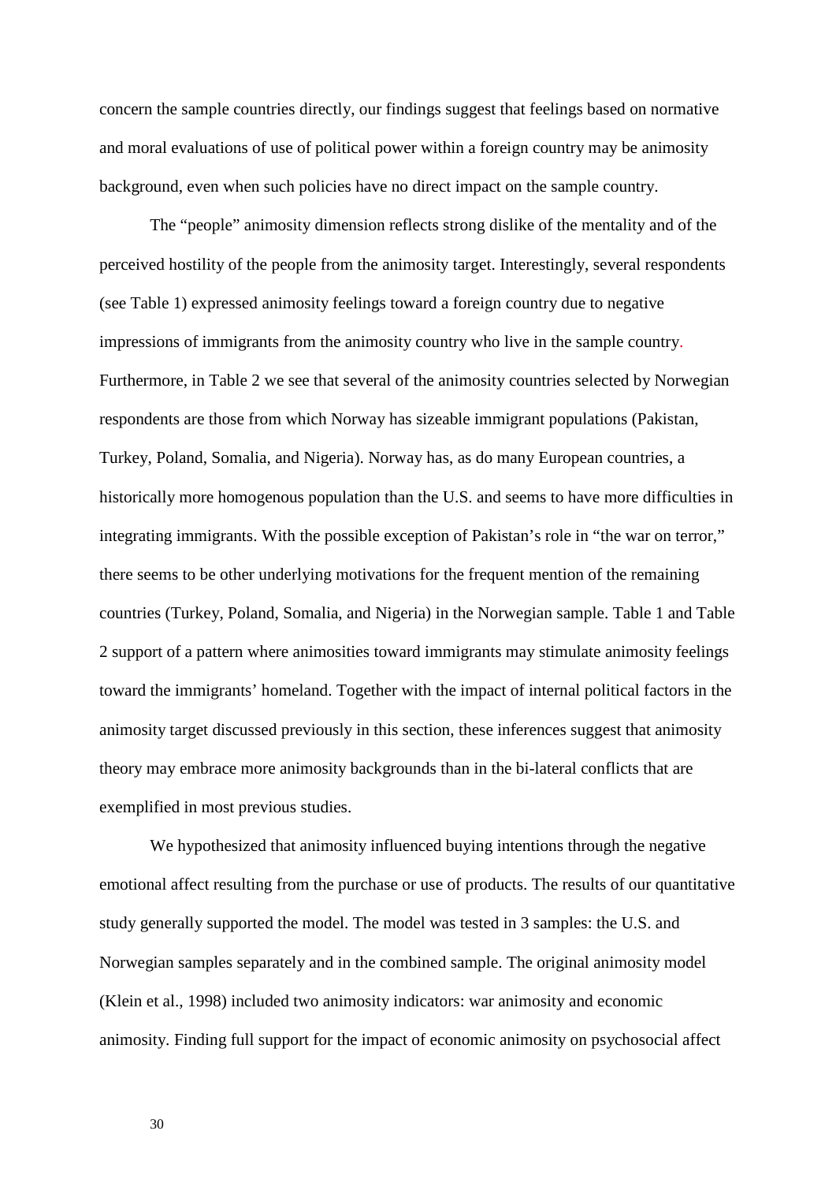concern the sample countries directly, our findings suggest that feelings based on normative and moral evaluations of use of political power within a foreign country may be animosity background, even when such policies have no direct impact on the sample country.

The "people" animosity dimension reflects strong dislike of the mentality and of the perceived hostility of the people from the animosity target. Interestingly, several respondents (see Table 1) expressed animosity feelings toward a foreign country due to negative impressions of immigrants from the animosity country who live in the sample country. Furthermore, in Table 2 we see that several of the animosity countries selected by Norwegian respondents are those from which Norway has sizeable immigrant populations (Pakistan, Turkey, Poland, Somalia, and Nigeria). Norway has, as do many European countries, a historically more homogenous population than the U.S. and seems to have more difficulties in integrating immigrants. With the possible exception of Pakistan's role in "the war on terror," there seems to be other underlying motivations for the frequent mention of the remaining countries (Turkey, Poland, Somalia, and Nigeria) in the Norwegian sample. Table 1 and Table 2 support of a pattern where animosities toward immigrants may stimulate animosity feelings toward the immigrants' homeland. Together with the impact of internal political factors in the animosity target discussed previously in this section, these inferences suggest that animosity theory may embrace more animosity backgrounds than in the bi-lateral conflicts that are exemplified in most previous studies.

We hypothesized that animosity influenced buying intentions through the negative emotional affect resulting from the purchase or use of products. The results of our quantitative study generally supported the model. The model was tested in 3 samples: the U.S. and Norwegian samples separately and in the combined sample. The original animosity model (Klein et al., 1998) included two animosity indicators: war animosity and economic animosity. Finding full support for the impact of economic animosity on psychosocial affect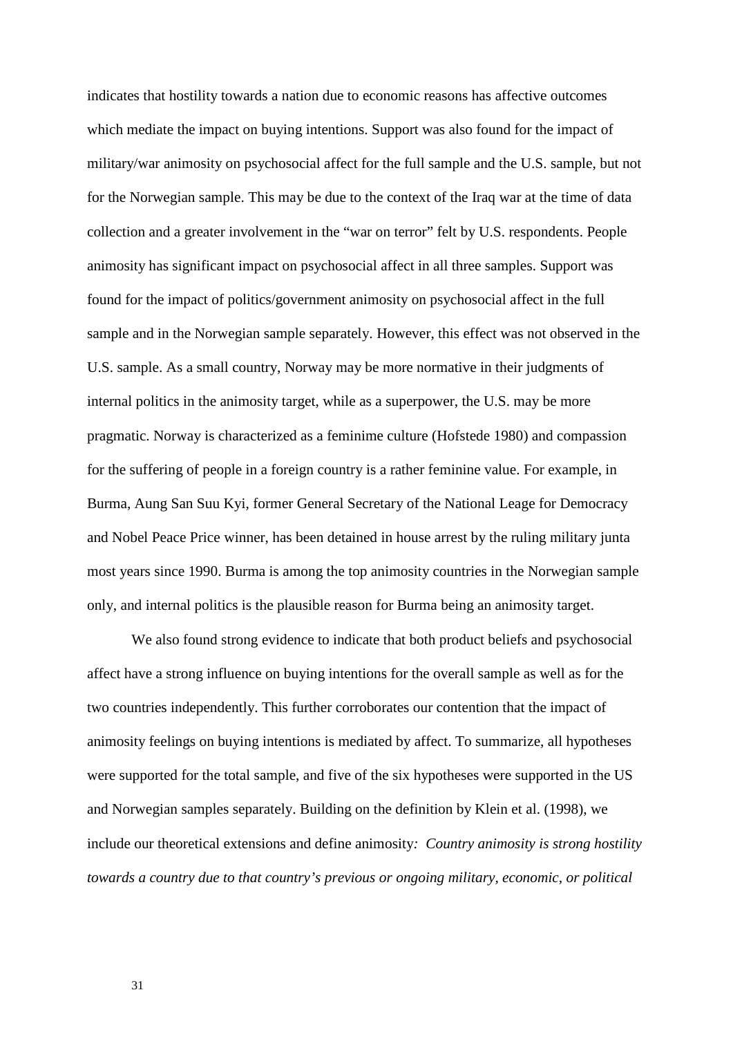indicates that hostility towards a nation due to economic reasons has affective outcomes which mediate the impact on buying intentions. Support was also found for the impact of military/war animosity on psychosocial affect for the full sample and the U.S. sample, but not for the Norwegian sample. This may be due to the context of the Iraq war at the time of data collection and a greater involvement in the "war on terror" felt by U.S. respondents. People animosity has significant impact on psychosocial affect in all three samples. Support was found for the impact of politics/government animosity on psychosocial affect in the full sample and in the Norwegian sample separately. However, this effect was not observed in the U.S. sample. As a small country, Norway may be more normative in their judgments of internal politics in the animosity target, while as a superpower, the U.S. may be more pragmatic. Norway is characterized as a feminime culture (Hofstede 1980) and compassion for the suffering of people in a foreign country is a rather feminine value. For example, in Burma, Aung San Suu Kyi, former General Secretary of the National Leage for Democracy and Nobel Peace Price winner, has been detained in house arrest by the ruling military junta most years since 1990. Burma is among the top animosity countries in the Norwegian sample only, and internal politics is the plausible reason for Burma being an animosity target.

We also found strong evidence to indicate that both product beliefs and psychosocial affect have a strong influence on buying intentions for the overall sample as well as for the two countries independently. This further corroborates our contention that the impact of animosity feelings on buying intentions is mediated by affect. To summarize, all hypotheses were supported for the total sample, and five of the six hypotheses were supported in the US and Norwegian samples separately. Building on the definition by Klein et al. (1998), we include our theoretical extensions and define animosity*: Country animosity is strong hostility towards a country due to that country's previous or ongoing military, economic, or political*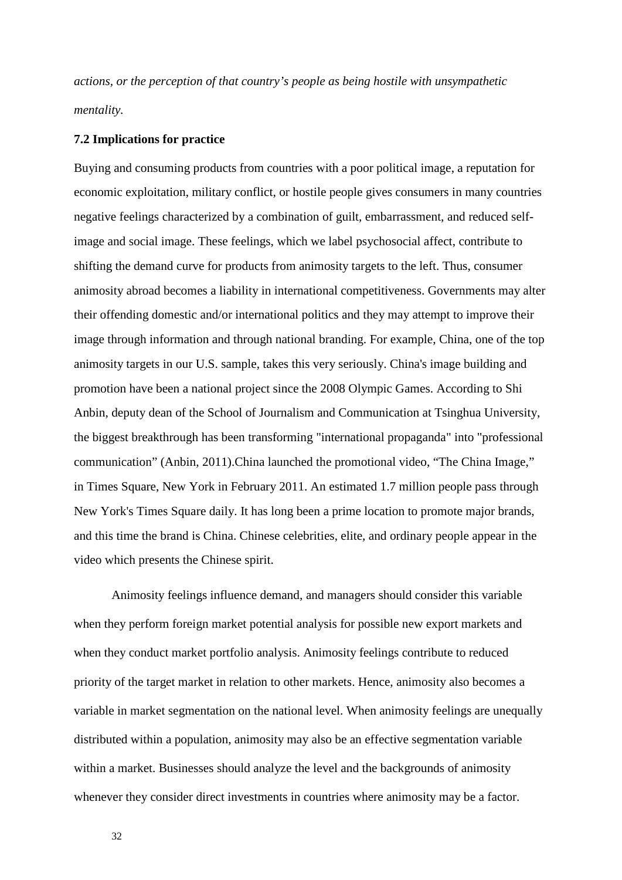*actions, or the perception of that country's people as being hostile with unsympathetic mentality.*

### 7.2 Implications for practice

Buying and consuming products from countries with a poor political image, a reputation for economic exploitation, military conflict, or hostile people gives consumers in many countries negative feelings characterized by a combination of guilt, embarrassment, and reduced self-image and social image. These feelings, which we label psychosocial affect, contribute to shifting the demand curve for products from animosity targets to the left. Thus, consumer animosity abroad becomes a liability in international competitiveness. Governments may alter their offending domestic and/or international politics and they may attempt to improve their image through information and through national branding. For example, China, one of the top animosity targets in our U.S. sample, takes this very seriously. China's image building and promotion have been a national project since the 2008 Olympic Games. According to Shi Anbin, deputy dean of the School of Journalism and Communication at Tsinghua University, the biggest breakthrough has been transforming "international propaganda" into "professional communication" (Anbin, 2011).China launched the promotional video, "The China Image," in Times Square, New York in February 2011. An estimated 1.7 million people pass through New York's Times Square daily. It has long been a prime location to promote major brands, and this time the brand is China. Chinese celebrities, elite, and ordinary people appear in the video which presents the Chinese spirit.

Animosity feelings influence demand, and managers should consider this variable when they perform foreign market potential analysis for possible new export markets and when they conduct market portfolio analysis. Animosity feelings contribute to reduced priority of the target market in relation to other markets. Hence, animosity also becomes a variable in market segmentation on the national level. When animosity feelings are unequally distributed within a population, animosity may also be an effective segmentation variable within a market. Businesses should analyze the level and the backgrounds of animosity whenever they consider direct investments in countries where animosity may be a factor.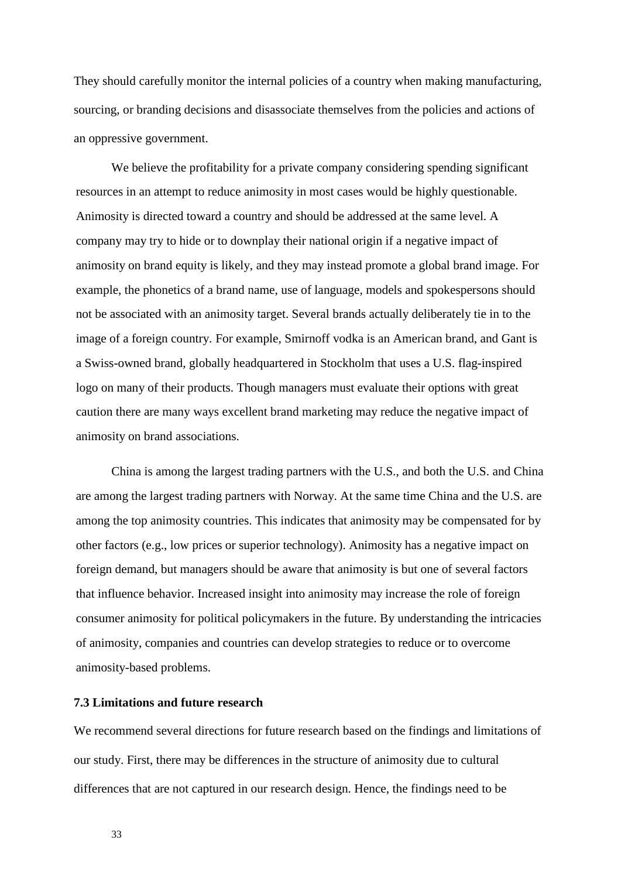They should carefully monitor the internal policies of a country when making manufacturing, sourcing, or branding decisions and disassociate themselves from the policies and actions of an oppressive government.

We believe the profitability for a private company considering spending significant resources in an attempt to reduce animosity in most cases would be highly questionable. Animosity is directed toward a country and should be addressed at the same level. A company may try to hide or to downplay their national origin if a negative impact of animosity on brand equity is likely, and they may instead promote a global brand image. For example, the phonetics of a brand name, use of language, models and spokespersons should not be associated with an animosity target. Several brands actually deliberately tie in to the image of a foreign country. For example, Smirnoff vodka is an American brand, and Gant is a Swiss-owned brand, globally headquartered in Stockholm that uses a U.S. flag-inspired logo on many of their products. Though managers must evaluate their options with great caution there are many ways excellent brand marketing may reduce the negative impact of animosity on brand associations.

China is among the largest trading partners with the U.S., and both the U.S. and China are among the largest trading partners with Norway. At the same time China and the U.S. are among the top animosity countries. This indicates that animosity may be compensated for by other factors (e.g., low prices or superior technology). Animosity has a negative impact on foreign demand, but managers should be aware that animosity is but one of several factors that influence behavior. Increased insight into animosity may increase the role of foreign consumer animosity for political policymakers in the future. By understanding the intricacies of animosity, companies and countries can develop strategies to reduce or to overcome animosity-based problems.

### 7.3 Limitations and future research

We recommend several directions for future research based on the findings and limitations of our study. First, there may be differences in the structure of animosity due to cultural differences that are not captured in our research design. Hence, the findings need to be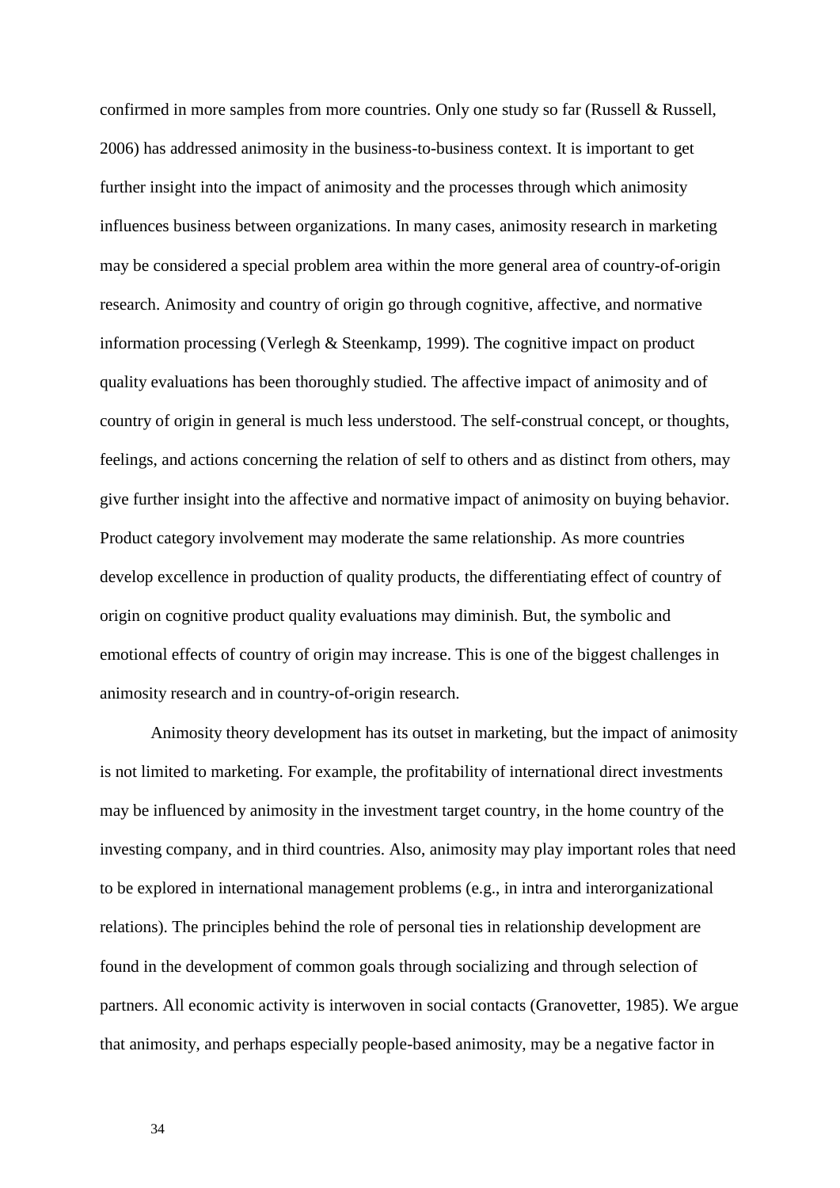confirmed in more samples from more countries. Only one study so far (Russell & Russell, 2006) has addressed animosity in the business-to-business context. It is important to get further insight into the impact of animosity and the processes through which animosity influences business between organizations. In many cases, animosity research in marketing may be considered a special problem area within the more general area of country-of-origin research. Animosity and country of origin go through cognitive, affective, and normative information processing (Verlegh & Steenkamp, 1999). The cognitive impact on product quality evaluations has been thoroughly studied. The affective impact of animosity and of country of origin in general is much less understood. The self-construal concept, or thoughts, feelings, and actions concerning the relation of self to others and as distinct from others, may give further insight into the affective and normative impact of animosity on buying behavior. Product category involvement may moderate the same relationship. As more countries develop excellence in production of quality products, the differentiating effect of country of origin on cognitive product quality evaluations may diminish. But, the symbolic and emotional effects of country of origin may increase. This is one of the biggest challenges in animosity research and in country-of-origin research.

Animosity theory development has its outset in marketing, but the impact of animosity is not limited to marketing. For example, the profitability of international direct investments may be influenced by animosity in the investment target country, in the home country of the investing company, and in third countries. Also, animosity may play important roles that need to be explored in international management problems (e.g., in intra and interorganizational relations). The principles behind the role of personal ties in relationship development are found in the development of common goals through socializing and through selection of partners. All economic activity is interwoven in social contacts (Granovetter, 1985). We argue that animosity, and perhaps especially people-based animosity, may be a negative factor in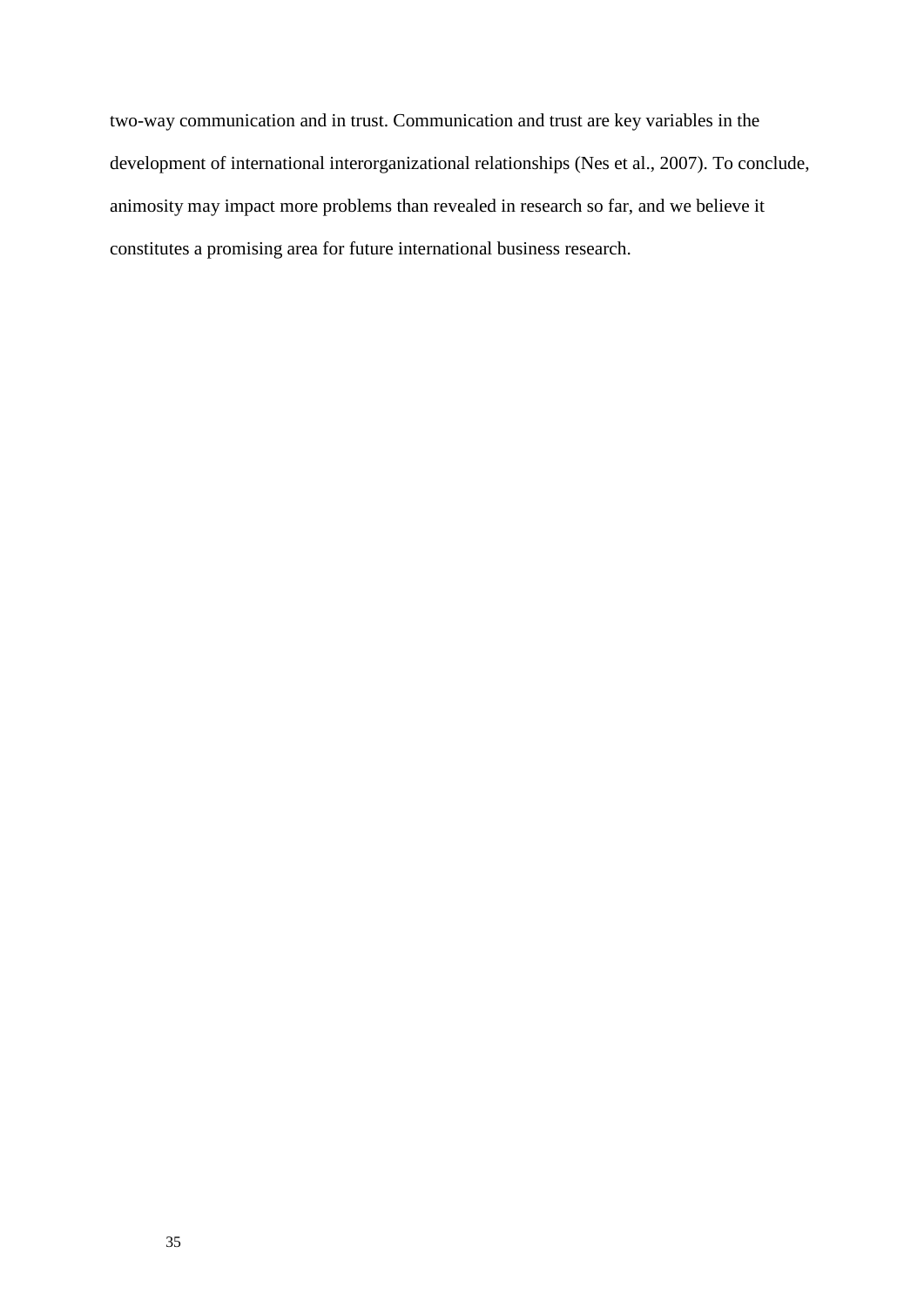two-way communication and in trust. Communication and trust are key variables in the development of international interorganizational relationships (Nes et al., 2007). To conclude, animosity may impact more problems than revealed in research so far, and we believe it constitutes a promising area for future international business research.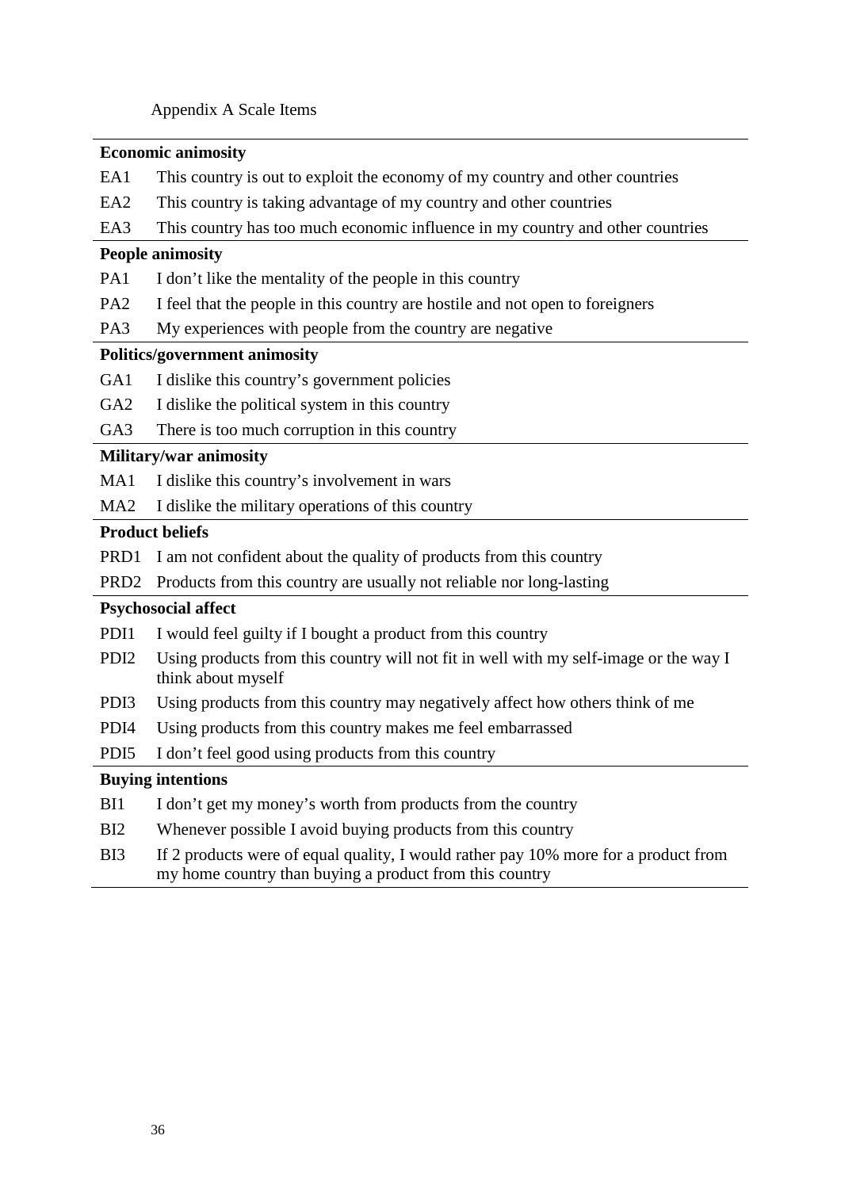Appendix A Scale Items

| | |
|---|---|
| **Economic animosity** | |
| EA1 | This country is out to exploit the economy of my country and other countries |
| EA2 | This country is taking advantage of my country and other countries |
| EA3 | This country has too much economic influence in my country and other countries |
| **People animosity** | |
| PA1 | I don't like the mentality of the people in this country |
| PA2 | I feel that the people in this country are hostile and not open to foreigners |
| PA3 | My experiences with people from the country are negative |
| **Politics/government animosity** | |
| GA1 | I dislike this country's government policies |
| GA2 | I dislike the political system in this country |
| GA3 | There is too much corruption in this country |
| **Military/war animosity** | |
| MA1 | I dislike this country's involvement in wars |
| MA2 | I dislike the military operations of this country |
| **Product beliefs** | |
| PRD1 | I am not confident about the quality of products from this country |
| PRD2 | Products from this country are usually not reliable nor long-lasting |
| **Psychosocial affect** | |
| PDI1 | I would feel guilty if I bought a product from this country |
| PDI2 | Using products from this country will not fit in well with my self-image or the way I think about myself |
| PDI3 | Using products from this country may negatively affect how others think of me |
| PDI4 | Using products from this country makes me feel embarrassed |
| PDI5 | I don't feel good using products from this country |
| **Buying intentions** | |
| BI1 | I don't get my money's worth from products from the country |
| BI2 | Whenever possible I avoid buying products from this country |
| BI3 | If 2 products were of equal quality, I would rather pay 10% more for a product from my home country than buying a product from this country |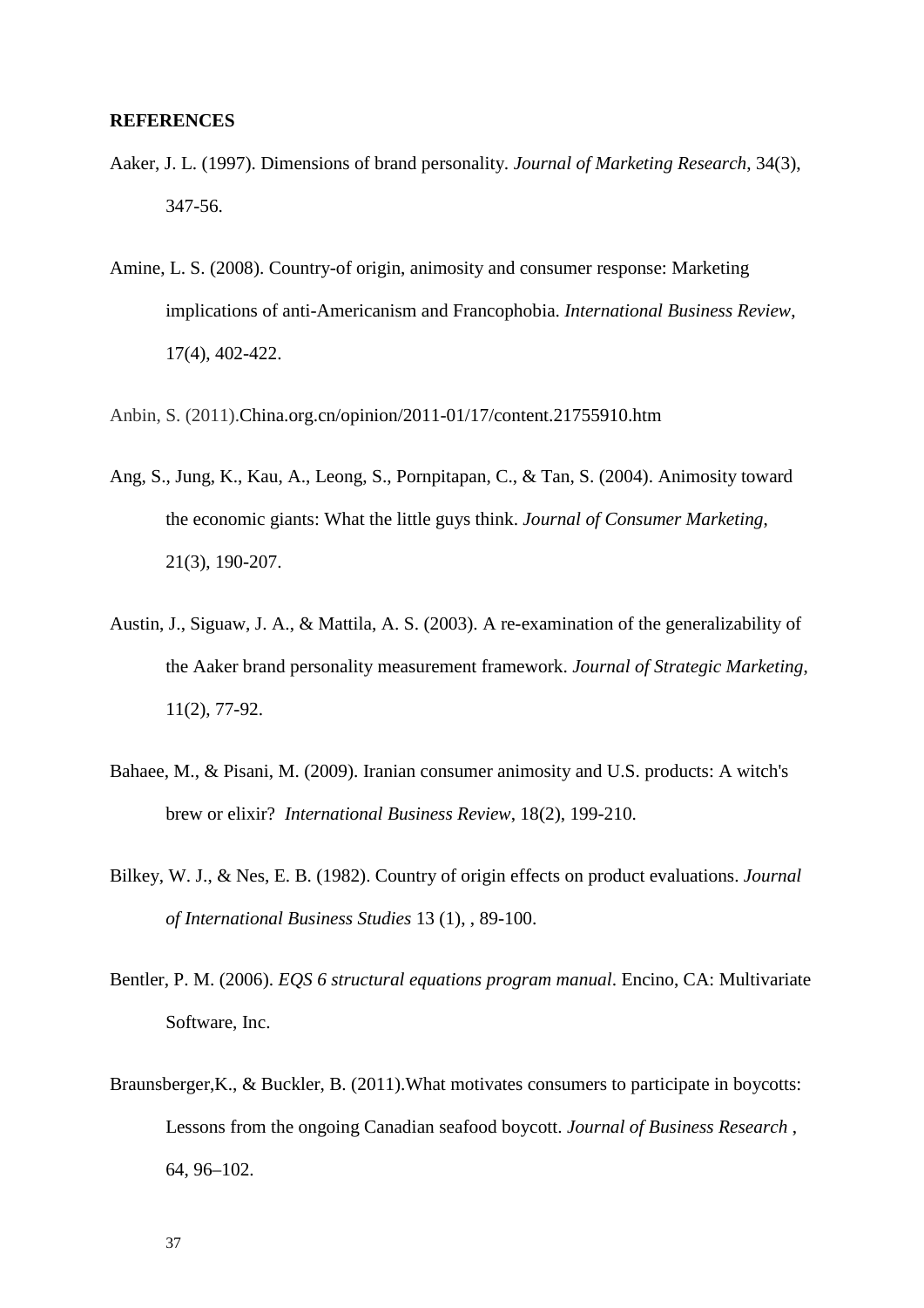**REFERENCES**

Aaker, J. L. (1997). Dimensions of brand personality. *Journal of Marketing Research*, 34(3), 347-56.

Amine, L. S. (2008). Country-of origin, animosity and consumer response: Marketing implications of anti-Americanism and Francophobia. *International Business Review*, 17(4), 402-422.

Anbin, S. (2011).China.org.cn/opinion/2011-01/17/content.21755910.htm

Ang, S., Jung, K., Kau, A., Leong, S., Pornpitapan, C., & Tan, S. (2004). Animosity toward the economic giants: What the little guys think. *Journal of Consumer Marketing*, 21(3), 190-207.

Austin, J., Siguaw, J. A., & Mattila, A. S. (2003). A re-examination of the generalizability of the Aaker brand personality measurement framework. *Journal of Strategic Marketing*, 11(2), 77-92.

Bahaee, M., & Pisani, M. (2009). Iranian consumer animosity and U.S. products: A witch's brew or elixir? *International Business Review*, 18(2), 199-210.

Bilkey, W. J., & Nes, E. B. (1982). Country of origin effects on product evaluations. *Journal of International Business Studies* 13 (1), , 89-100.

Bentler, P. M. (2006). *EQS 6 structural equations program manual*. Encino, CA: Multivariate Software, Inc.

Braunsberger,K., & Buckler, B. (2011).What motivates consumers to participate in boycotts: Lessons from the ongoing Canadian seafood boycott. *Journal of Business Research* , 64, 96–102.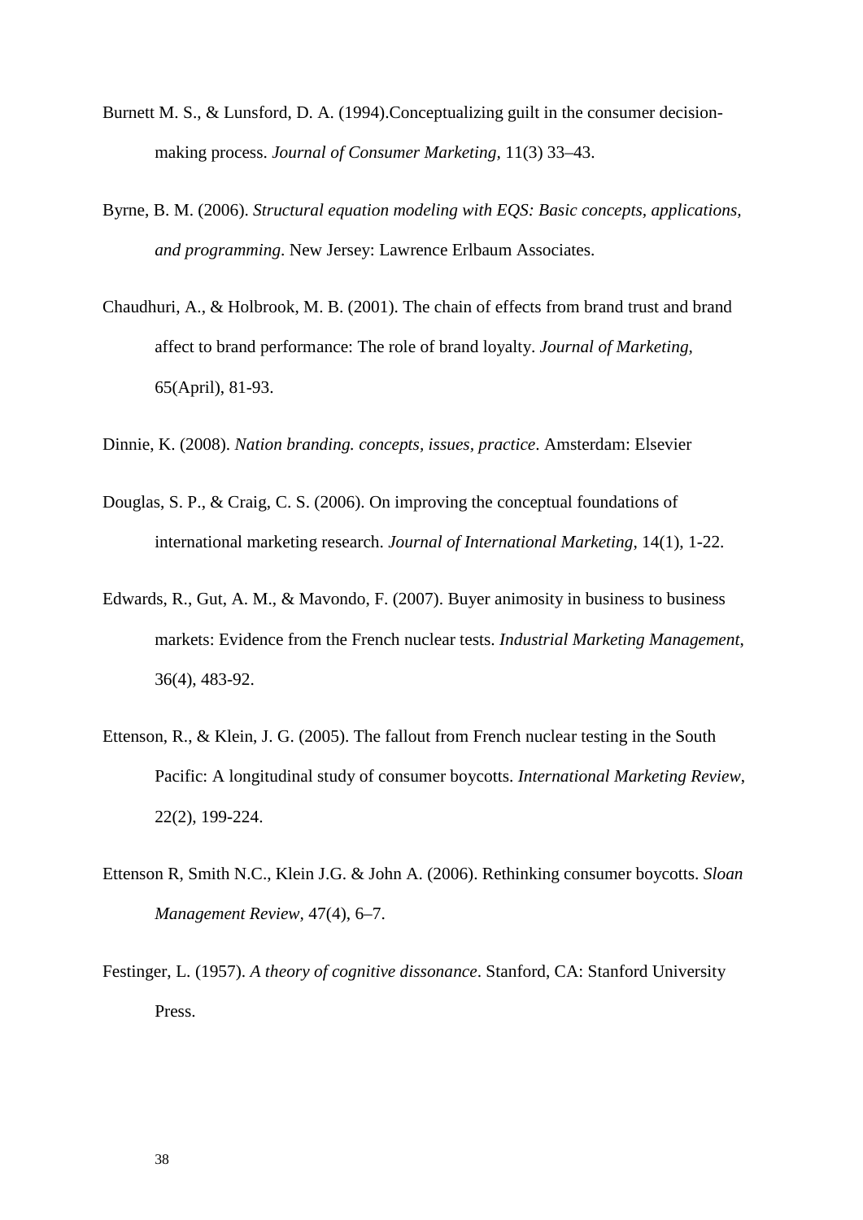Burnett M. S., & Lunsford, D. A. (1994).Conceptualizing guilt in the consumer decision-making process. *Journal of Consumer Marketing*, 11(3) 33–43.

Byrne, B. M. (2006). *Structural equation modeling with EQS: Basic concepts, applications, and programming*. New Jersey: Lawrence Erlbaum Associates.

Chaudhuri, A., & Holbrook, M. B. (2001). The chain of effects from brand trust and brand affect to brand performance: The role of brand loyalty. *Journal of Marketing*, 65(April), 81-93.

Dinnie, K. (2008). *Nation branding. concepts, issues, practice*. Amsterdam: Elsevier

Douglas, S. P., & Craig, C. S. (2006). On improving the conceptual foundations of international marketing research. *Journal of International Marketing*, 14(1), 1-22.

Edwards, R., Gut, A. M., & Mavondo, F. (2007). Buyer animosity in business to business markets: Evidence from the French nuclear tests. *Industrial Marketing Management*, 36(4), 483-92.

Ettenson, R., & Klein, J. G. (2005). The fallout from French nuclear testing in the South Pacific: A longitudinal study of consumer boycotts. *International Marketing Review*, 22(2), 199-224.

Ettenson R, Smith N.C., Klein J.G. & John A. (2006). Rethinking consumer boycotts. *Sloan Management Review*, 47(4), 6–7.

Festinger, L. (1957). *A theory of cognitive dissonance*. Stanford, CA: Stanford University Press.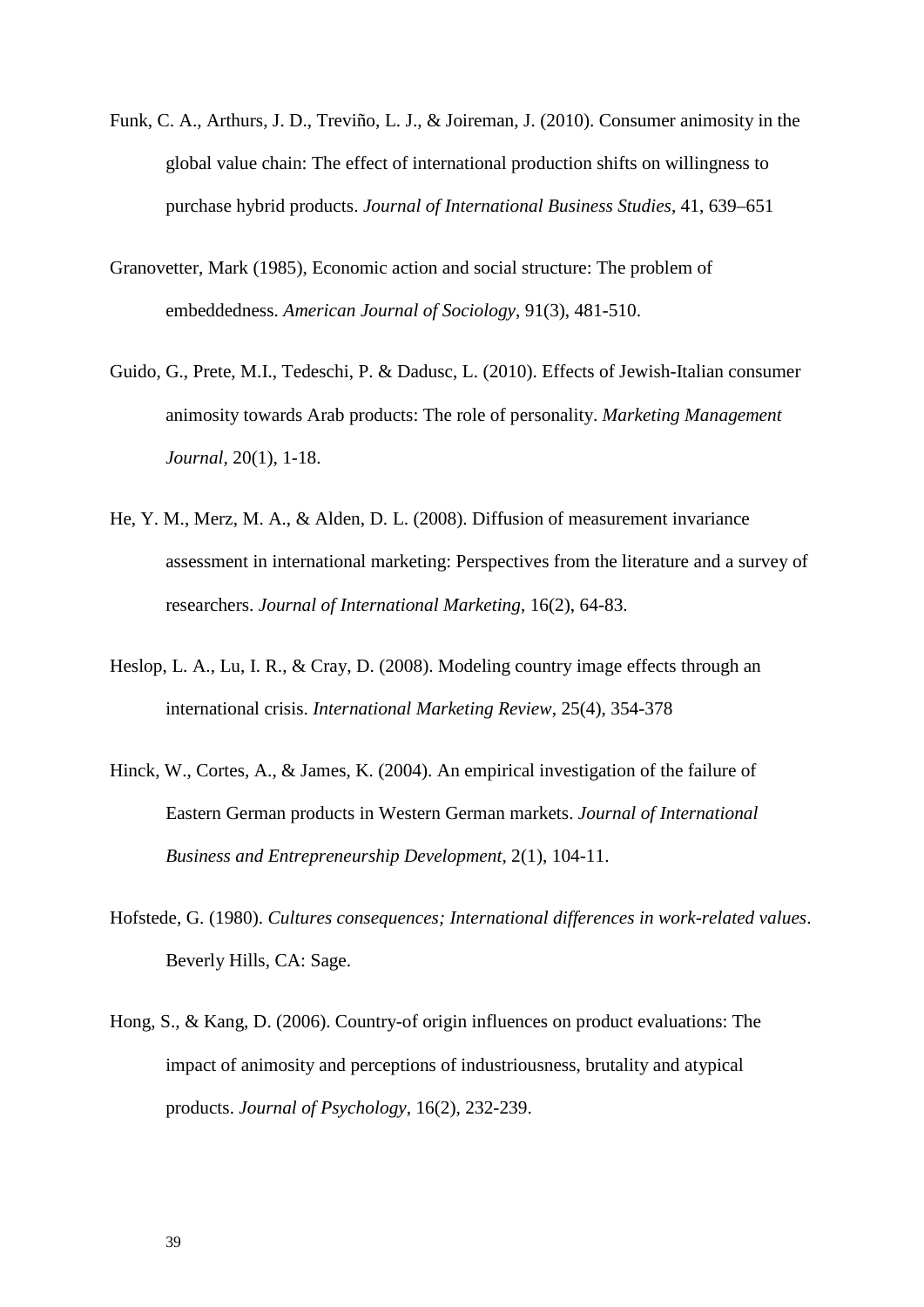Funk, C. A., Arthurs, J. D., Treviño, L. J., & Joireman, J. (2010). Consumer animosity in the global value chain: The effect of international production shifts on willingness to purchase hybrid products. *Journal of International Business Studies*, 41, 639–651

Granovetter, Mark (1985), Economic action and social structure: The problem of embeddedness. *American Journal of Sociology*, 91(3), 481-510.

Guido, G., Prete, M.I., Tedeschi, P. & Dadusc, L. (2010). Effects of Jewish-Italian consumer animosity towards Arab products: The role of personality. *Marketing Management Journal*, 20(1), 1-18.

He, Y. M., Merz, M. A., & Alden, D. L. (2008). Diffusion of measurement invariance assessment in international marketing: Perspectives from the literature and a survey of researchers. *Journal of International Marketing*, 16(2), 64-83.

Heslop, L. A., Lu, I. R., & Cray, D. (2008). Modeling country image effects through an international crisis. *International Marketing Review*, 25(4), 354-378

Hinck, W., Cortes, A., & James, K. (2004). An empirical investigation of the failure of Eastern German products in Western German markets. *Journal of International Business and Entrepreneurship Development*, 2(1), 104-11.

Hofstede, G. (1980). *Cultures consequences; International differences in work-related values*. Beverly Hills, CA: Sage.

Hong, S., & Kang, D. (2006). Country-of origin influences on product evaluations: The impact of animosity and perceptions of industriousness, brutality and atypical products. *Journal of Psychology*, 16(2), 232-239.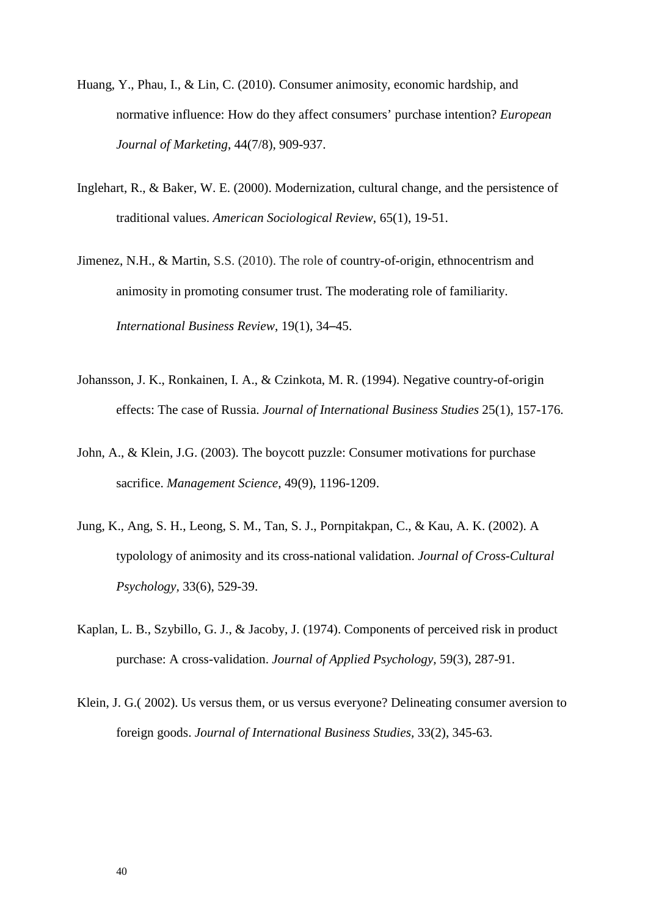Huang, Y., Phau, I., & Lin, C. (2010). Consumer animosity, economic hardship, and normative influence: How do they affect consumers' purchase intention? *European Journal of Marketing*, 44(7/8), 909-937.

Inglehart, R., & Baker, W. E. (2000). Modernization, cultural change, and the persistence of traditional values. *American Sociological Review*, 65(1), 19-51.

Jimenez, N.H., & Martin, S.S. (2010). The role of country-of-origin, ethnocentrism and animosity in promoting consumer trust. The moderating role of familiarity. *International Business Review*, 19(1), 34–45.

Johansson, J. K., Ronkainen, I. A., & Czinkota, M. R. (1994). Negative country-of-origin effects: The case of Russia. *Journal of International Business Studies* 25(1), 157-176.

John, A., & Klein, J.G. (2003). The boycott puzzle: Consumer motivations for purchase sacrifice. *Management Science*, 49(9), 1196-1209.

Jung, K., Ang, S. H., Leong, S. M., Tan, S. J., Pornpitakpan, C., & Kau, A. K. (2002). A typolology of animosity and its cross-national validation. *Journal of Cross-Cultural Psychology*, 33(6), 529-39.

Kaplan, L. B., Szybillo, G. J., & Jacoby, J. (1974). Components of perceived risk in product purchase: A cross-validation. *Journal of Applied Psychology*, 59(3), 287-91.

Klein, J. G.( 2002). Us versus them, or us versus everyone? Delineating consumer aversion to foreign goods. *Journal of International Business Studies*, 33(2), 345-63.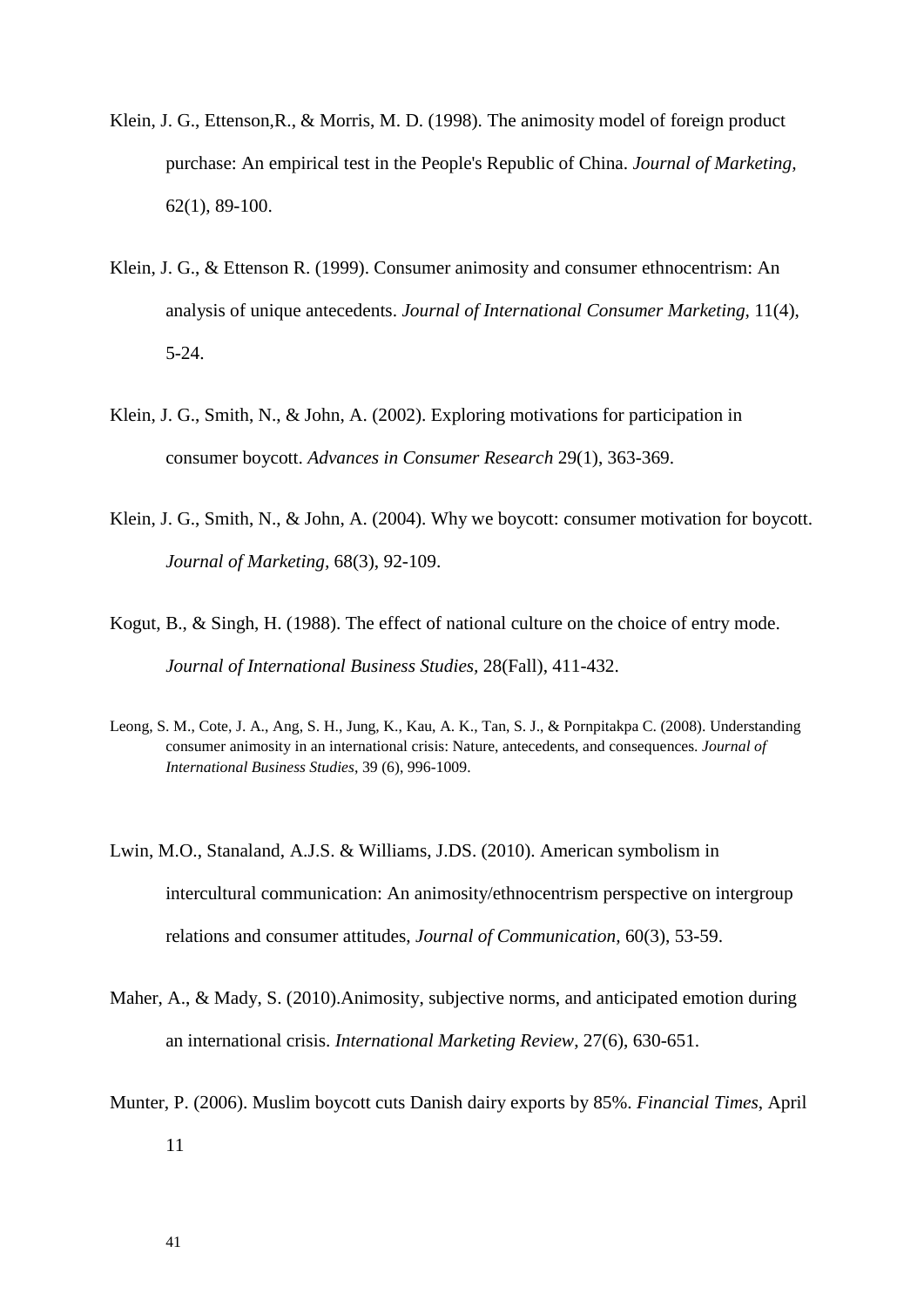Klein, J. G., Ettenson,R., & Morris, M. D. (1998). The animosity model of foreign product purchase: An empirical test in the People's Republic of China. *Journal of Marketing*, 62(1), 89-100.

Klein, J. G., & Ettenson R. (1999). Consumer animosity and consumer ethnocentrism: An analysis of unique antecedents. *Journal of International Consumer Marketing*, 11(4), 5-24.

Klein, J. G., Smith, N., & John, A. (2002). Exploring motivations for participation in consumer boycott. *Advances in Consumer Research* 29(1), 363-369.

Klein, J. G., Smith, N., & John, A. (2004). Why we boycott: consumer motivation for boycott. *Journal of Marketing*, 68(3), 92-109.

Kogut, B., & Singh, H. (1988). The effect of national culture on the choice of entry mode. *Journal of International Business Studies*, 28(Fall), 411-432.

Leong, S. M., Cote, J. A., Ang, S. H., Jung, K., Kau, A. K., Tan, S. J., & Pornpitakpa C. (2008). Understanding consumer animosity in an international crisis: Nature, antecedents, and consequences. *Journal of International Business Studies*, 39 (6), 996-1009.

Lwin, M.O., Stanaland, A.J.S. & Williams, J.DS. (2010). American symbolism in intercultural communication: An animosity/ethnocentrism perspective on intergroup relations and consumer attitudes, *Journal of Communication*, 60(3), 53-59.

Maher, A., & Mady, S. (2010).Animosity, subjective norms, and anticipated emotion during an international crisis. *International Marketing Review*, 27(6), 630-651.

Munter, P. (2006). Muslim boycott cuts Danish dairy exports by 85%. *Financial Times*, April 11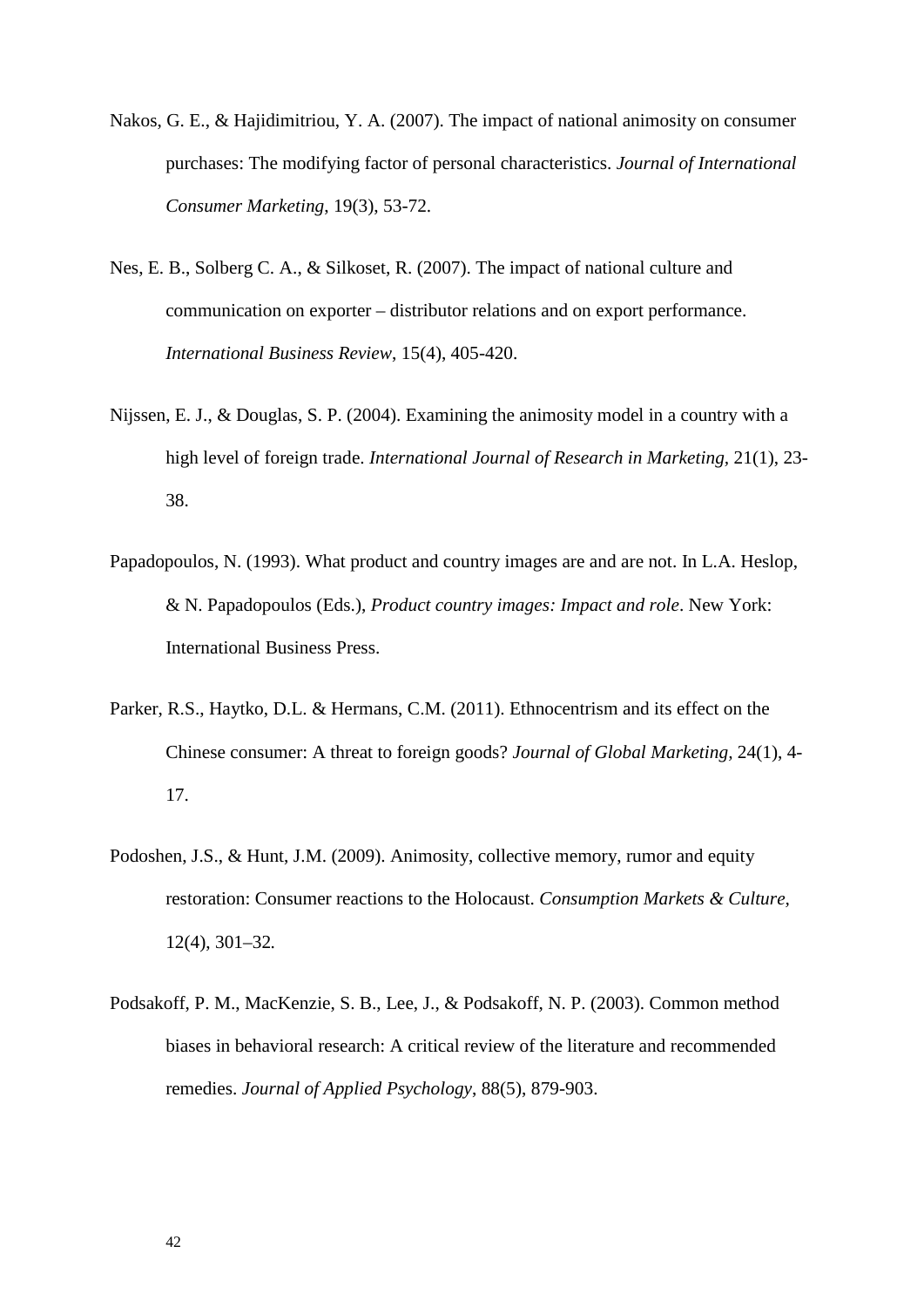Nakos, G. E., & Hajidimitriou, Y. A. (2007). The impact of national animosity on consumer purchases: The modifying factor of personal characteristics. *Journal of International Consumer Marketing*, 19(3), 53-72.

Nes, E. B., Solberg C. A., & Silkoset, R. (2007). The impact of national culture and communication on exporter – distributor relations and on export performance. *International Business Review*, 15(4), 405-420.

Nijssen, E. J., & Douglas, S. P. (2004). Examining the animosity model in a country with a high level of foreign trade. *International Journal of Research in Marketing,* 21(1), 23-38.

Papadopoulos, N. (1993). What product and country images are and are not. In L.A. Heslop, & N. Papadopoulos (Eds.), *Product country images: Impact and role*. New York: International Business Press.

Parker, R.S., Haytko, D.L. & Hermans, C.M. (2011). Ethnocentrism and its effect on the Chinese consumer: A threat to foreign goods? *Journal of Global Marketing,* 24(1), 4-17.

Podoshen, J.S., & Hunt, J.M. (2009). Animosity, collective memory, rumor and equity restoration: Consumer reactions to the Holocaust. *Consumption Markets & Culture,* 12(4), 301–32*.*

Podsakoff, P. M., MacKenzie, S. B., Lee, J., & Podsakoff, N. P. (2003). Common method biases in behavioral research: A critical review of the literature and recommended remedies. *Journal of Applied Psychology*, 88(5), 879-903.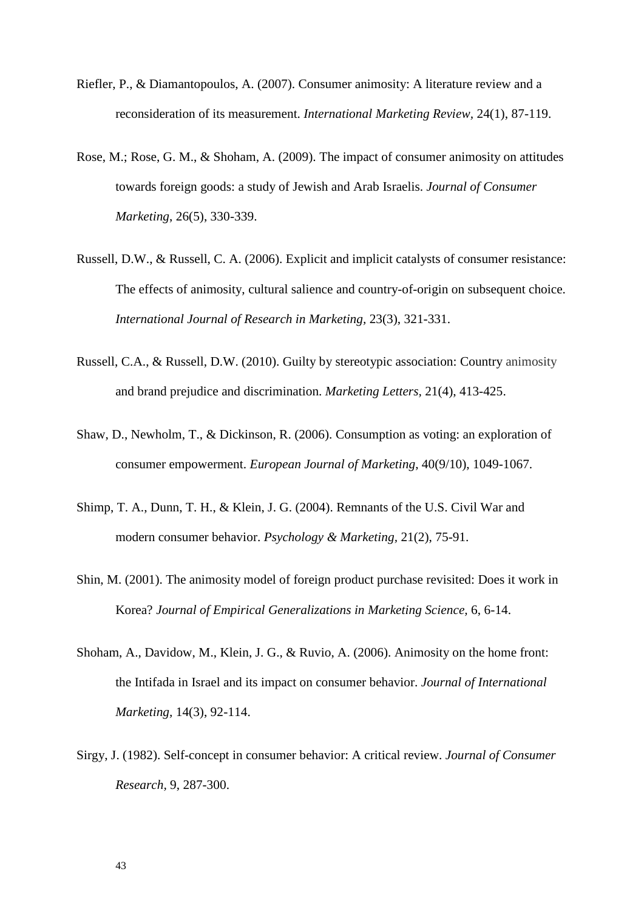Riefler, P., & Diamantopoulos, A. (2007). Consumer animosity: A literature review and a reconsideration of its measurement. *International Marketing Review*, 24(1), 87-119.

Rose, M.; Rose, G. M., & Shoham, A. (2009). The impact of consumer animosity on attitudes towards foreign goods: a study of Jewish and Arab Israelis. *Journal of Consumer Marketing*, 26(5), 330-339.

Russell, D.W., & Russell, C. A. (2006). Explicit and implicit catalysts of consumer resistance: The effects of animosity, cultural salience and country-of-origin on subsequent choice. *International Journal of Research in Marketing*, 23(3), 321-331.

Russell, C.A., & Russell, D.W. (2010). Guilty by stereotypic association: Country animosity and brand prejudice and discrimination. *Marketing Letters*, 21(4), 413-425.

Shaw, D., Newholm, T., & Dickinson, R. (2006). Consumption as voting: an exploration of consumer empowerment. *European Journal of Marketing*, 40(9/10), 1049-1067.

Shimp, T. A., Dunn, T. H., & Klein, J. G. (2004). Remnants of the U.S. Civil War and modern consumer behavior. *Psychology & Marketing*, 21(2), 75-91.

Shin, M. (2001). The animosity model of foreign product purchase revisited: Does it work in Korea? *Journal of Empirical Generalizations in Marketing Science*, 6, 6-14.

Shoham, A., Davidow, M., Klein, J. G., & Ruvio, A. (2006). Animosity on the home front: the Intifada in Israel and its impact on consumer behavior. *Journal of International Marketing*, 14(3), 92-114.

Sirgy, J. (1982). Self-concept in consumer behavior: A critical review. *Journal of Consumer Research*, 9, 287-300.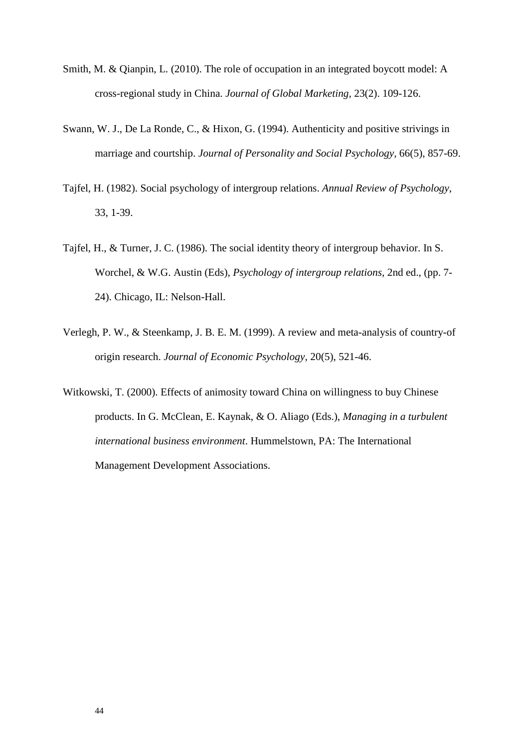Smith, M. & Qianpin, L. (2010). The role of occupation in an integrated boycott model: A cross-regional study in China. *Journal of Global Marketing*, 23(2). 109-126.

Swann, W. J., De La Ronde, C., & Hixon, G. (1994). Authenticity and positive strivings in marriage and courtship. *Journal of Personality and Social Psychology*, 66(5), 857-69.

Tajfel, H. (1982). Social psychology of intergroup relations. *Annual Review of Psychology*, 33, 1-39.

Tajfel, H., & Turner, J. C. (1986). The social identity theory of intergroup behavior. In S. Worchel, & W.G. Austin (Eds), *Psychology of intergroup relations*, 2nd ed., (pp. 7-24). Chicago, IL: Nelson-Hall.

Verlegh, P. W., & Steenkamp, J. B. E. M. (1999). A review and meta-analysis of country-of origin research. *Journal of Economic Psychology*, 20(5), 521-46.

Witkowski, T. (2000). Effects of animosity toward China on willingness to buy Chinese products. In G. McClean, E. Kaynak, & O. Aliago (Eds.), *Managing in a turbulent international business environment*. Hummelstown, PA: The International Management Development Associations.